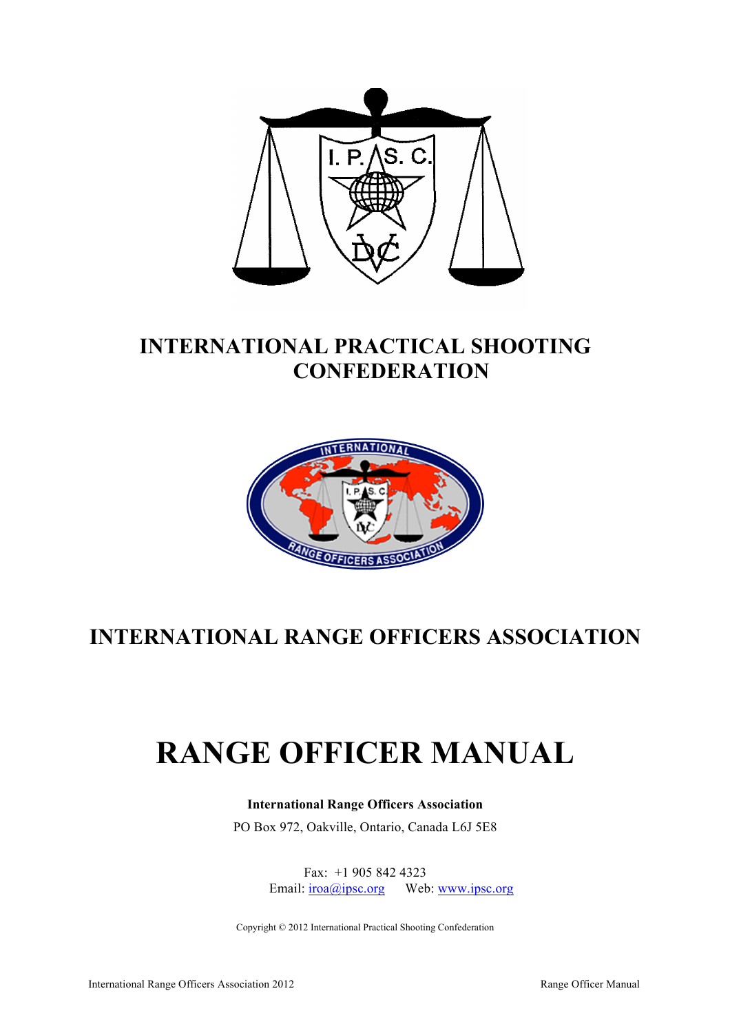# INTERNATIONAL PRACTICAL SHOOTING CONFEDERATION

# INTERNATIONAL RANGE OFFICERS ASSOCIATION

# RANGE OFFICER MANUAL

**International Range Officers Association**

PO Box 972, Oakville, Ontario, Canada L6J 5E8

Fax: +1 905 842 4323
Email: iroa@ipsc.org Web: www.ipsc.org

Copyright © 2012 International Practical Shooting Confederation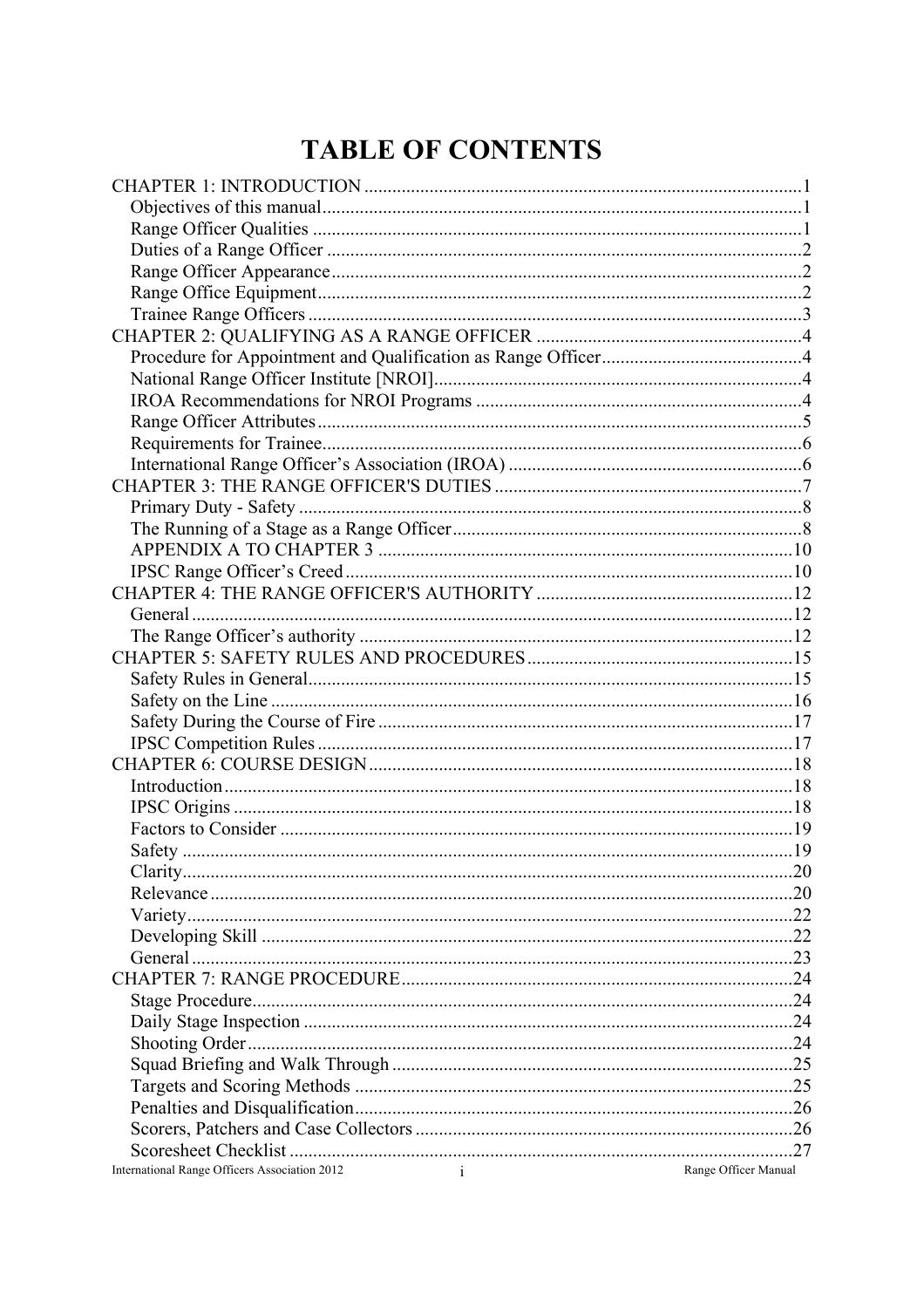# TABLE OF CONTENTS

CHAPTER 1: INTRODUCTION ..... 1
- Objectives of this manual ..... 1
- Range Officer Qualities ..... 1
- Duties of a Range Officer ..... 2
- Range Officer Appearance ..... 2
- Range Office Equipment ..... 2
- Trainee Range Officers ..... 3

CHAPTER 2: QUALIFYING AS A RANGE OFFICER ..... 4
- Procedure for Appointment and Qualification as Range Officer ..... 4
- National Range Officer Institute [NROI] ..... 4
- IROA Recommendations for NROI Programs ..... 4
- Range Officer Attributes ..... 5
- Requirements for Trainee ..... 6
- International Range Officer's Association (IROA) ..... 6

CHAPTER 3: THE RANGE OFFICER'S DUTIES ..... 7
- Primary Duty - Safety ..... 8
- The Running of a Stage as a Range Officer ..... 8
- APPENDIX A TO CHAPTER 3 ..... 10
- IPSC Range Officer's Creed ..... 10

CHAPTER 4: THE RANGE OFFICER'S AUTHORITY ..... 12
- General ..... 12
- The Range Officer's authority ..... 12

CHAPTER 5: SAFETY RULES AND PROCEDURES ..... 15
- Safety Rules in General ..... 15
- Safety on the Line ..... 16
- Safety During the Course of Fire ..... 17
- IPSC Competition Rules ..... 17

CHAPTER 6: COURSE DESIGN ..... 18
- Introduction ..... 18
- IPSC Origins ..... 18
- Factors to Consider ..... 19
- Safety ..... 19
- Clarity ..... 20
- Relevance ..... 20
- Variety ..... 22
- Developing Skill ..... 22
- General ..... 23

CHAPTER 7: RANGE PROCEDURE ..... 24
- Stage Procedure ..... 24
- Daily Stage Inspection ..... 24
- Shooting Order ..... 24
- Squad Briefing and Walk Through ..... 25
- Targets and Scoring Methods ..... 25
- Penalties and Disqualification ..... 26
- Scorers, Patchers and Case Collectors ..... 26
- Scoresheet Checklist ..... 27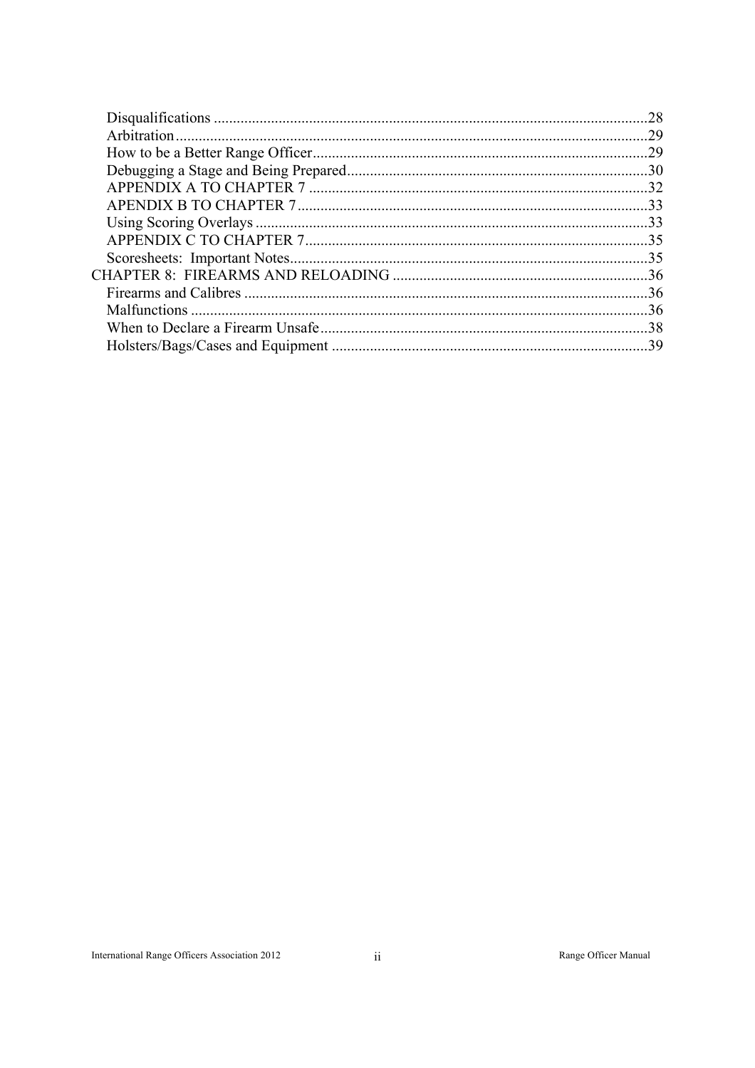Disqualifications ....................................................................................................28
Arbitration ..............................................................................................................29
How to be a Better Range Officer.........................................................................29
Debugging a Stage and Being Prepared...............................................................30
APPENDIX A TO CHAPTER 7 .........................................................................32
APENDIX B TO CHAPTER 7............................................................................33
Using Scoring Overlays .......................................................................................33
APPENDIX C TO CHAPTER 7..........................................................................35
Scoresheets: Important Notes..............................................................................35
CHAPTER 8: FIREARMS AND RELOADING ...................................................36
Firearms and Calibres ..........................................................................................36
Malfunctions ........................................................................................................36
When to Declare a Firearm Unsafe......................................................................38
Holsters/Bags/Cases and Equipment ...................................................................39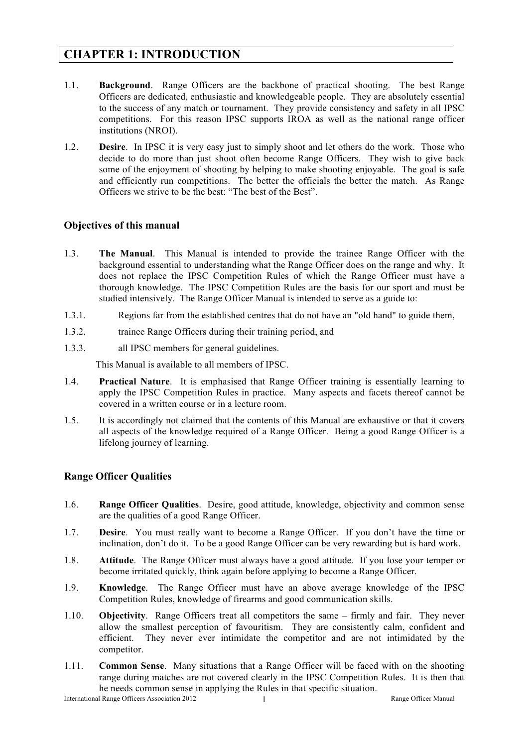# CHAPTER 1: INTRODUCTION

1.1. **Background**. Range Officers are the backbone of practical shooting. The best Range Officers are dedicated, enthusiastic and knowledgeable people. They are absolutely essential to the success of any match or tournament. They provide consistency and safety in all IPSC competitions. For this reason IPSC supports IROA as well as the national range officer institutions (NROI).

1.2. **Desire**. In IPSC it is very easy just to simply shoot and let others do the work. Those who decide to do more than just shoot often become Range Officers. They wish to give back some of the enjoyment of shooting by helping to make shooting enjoyable. The goal is safe and efficiently run competitions. The better the officials the better the match. As Range Officers we strive to be the best: "The best of the Best".

## Objectives of this manual

1.3. **The Manual**. This Manual is intended to provide the trainee Range Officer with the background essential to understanding what the Range Officer does on the range and why. It does not replace the IPSC Competition Rules of which the Range Officer must have a thorough knowledge. The IPSC Competition Rules are the basis for our sport and must be studied intensively. The Range Officer Manual is intended to serve as a guide to:

1.3.1. Regions far from the established centres that do not have an "old hand" to guide them,

1.3.2. trainee Range Officers during their training period, and

1.3.3. all IPSC members for general guidelines.

This Manual is available to all members of IPSC.

1.4. **Practical Nature**. It is emphasised that Range Officer training is essentially learning to apply the IPSC Competition Rules in practice. Many aspects and facets thereof cannot be covered in a written course or in a lecture room.

1.5. It is accordingly not claimed that the contents of this Manual are exhaustive or that it covers all aspects of the knowledge required of a Range Officer. Being a good Range Officer is a lifelong journey of learning.

## Range Officer Qualities

1.6. **Range Officer Qualities**. Desire, good attitude, knowledge, objectivity and common sense are the qualities of a good Range Officer.

1.7. **Desire**. You must really want to become a Range Officer. If you don't have the time or inclination, don't do it. To be a good Range Officer can be very rewarding but is hard work.

1.8. **Attitude**. The Range Officer must always have a good attitude. If you lose your temper or become irritated quickly, think again before applying to become a Range Officer.

1.9. **Knowledge**. The Range Officer must have an above average knowledge of the IPSC Competition Rules, knowledge of firearms and good communication skills.

1.10. **Objectivity**. Range Officers treat all competitors the same – firmly and fair. They never allow the smallest perception of favouritism. They are consistently calm, confident and efficient. They never ever intimidate the competitor and are not intimidated by the competitor.

1.11. **Common Sense**. Many situations that a Range Officer will be faced with on the shooting range during matches are not covered clearly in the IPSC Competition Rules. It is then that he needs common sense in applying the Rules in that specific situation.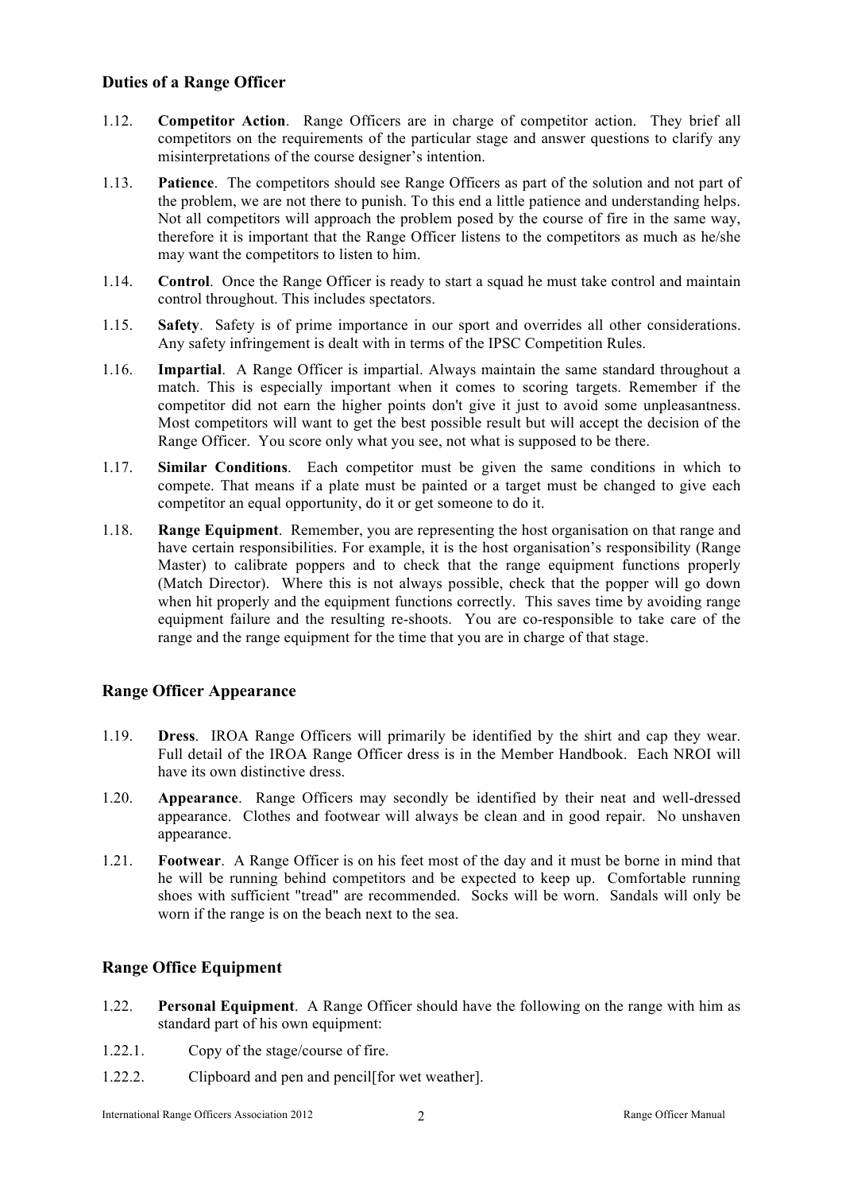## Duties of a Range Officer

1.12. **Competitor Action**. Range Officers are in charge of competitor action. They brief all competitors on the requirements of the particular stage and answer questions to clarify any misinterpretations of the course designer's intention.

1.13. **Patience**. The competitors should see Range Officers as part of the solution and not part of the problem, we are not there to punish. To this end a little patience and understanding helps. Not all competitors will approach the problem posed by the course of fire in the same way, therefore it is important that the Range Officer listens to the competitors as much as he/she may want the competitors to listen to him.

1.14. **Control**. Once the Range Officer is ready to start a squad he must take control and maintain control throughout. This includes spectators.

1.15. **Safety**. Safety is of prime importance in our sport and overrides all other considerations. Any safety infringement is dealt with in terms of the IPSC Competition Rules.

1.16. **Impartial**. A Range Officer is impartial. Always maintain the same standard throughout a match. This is especially important when it comes to scoring targets. Remember if the competitor did not earn the higher points don't give it just to avoid some unpleasantness. Most competitors will want to get the best possible result but will accept the decision of the Range Officer. You score only what you see, not what is supposed to be there.

1.17. **Similar Conditions**. Each competitor must be given the same conditions in which to compete. That means if a plate must be painted or a target must be changed to give each competitor an equal opportunity, do it or get someone to do it.

1.18. **Range Equipment**. Remember, you are representing the host organisation on that range and have certain responsibilities. For example, it is the host organisation's responsibility (Range Master) to calibrate poppers and to check that the range equipment functions properly (Match Director). Where this is not always possible, check that the popper will go down when hit properly and the equipment functions correctly. This saves time by avoiding range equipment failure and the resulting re-shoots. You are co-responsible to take care of the range and the range equipment for the time that you are in charge of that stage.

## Range Officer Appearance

1.19. **Dress**. IROA Range Officers will primarily be identified by the shirt and cap they wear. Full detail of the IROA Range Officer dress is in the Member Handbook. Each NROI will have its own distinctive dress.

1.20. **Appearance**. Range Officers may secondly be identified by their neat and well-dressed appearance. Clothes and footwear will always be clean and in good repair. No unshaven appearance.

1.21. **Footwear**. A Range Officer is on his feet most of the day and it must be borne in mind that he will be running behind competitors and be expected to keep up. Comfortable running shoes with sufficient "tread" are recommended. Socks will be worn. Sandals will only be worn if the range is on the beach next to the sea.

## Range Office Equipment

1.22. **Personal Equipment**. A Range Officer should have the following on the range with him as standard part of his own equipment:

1.22.1. Copy of the stage/course of fire.

1.22.2. Clipboard and pen and pencil[for wet weather].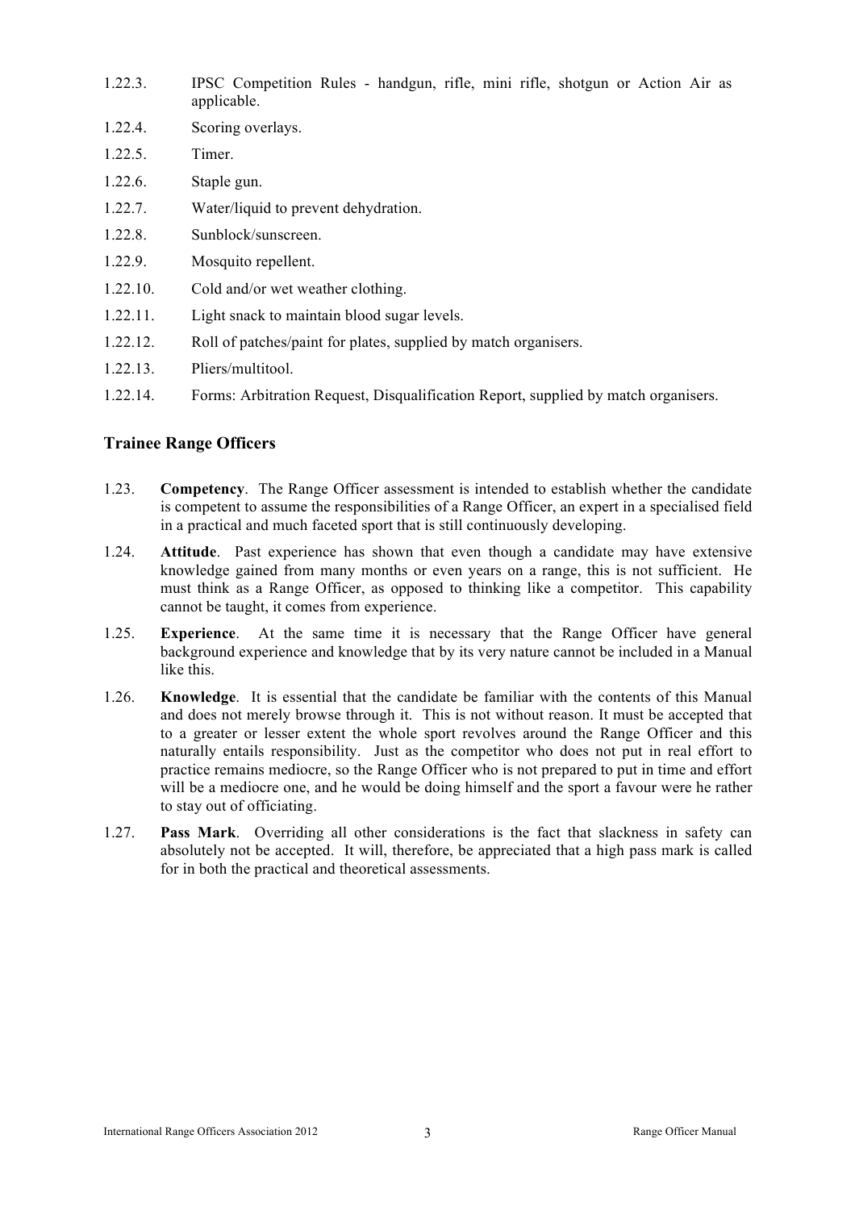1.22.3. IPSC Competition Rules - handgun, rifle, mini rifle, shotgun or Action Air as applicable.

1.22.4. Scoring overlays.

1.22.5. Timer.

1.22.6. Staple gun.

1.22.7. Water/liquid to prevent dehydration.

1.22.8. Sunblock/sunscreen.

1.22.9. Mosquito repellent.

1.22.10. Cold and/or wet weather clothing.

1.22.11. Light snack to maintain blood sugar levels.

1.22.12. Roll of patches/paint for plates, supplied by match organisers.

1.22.13. Pliers/multitool.

1.22.14. Forms: Arbitration Request, Disqualification Report, supplied by match organisers.

## Trainee Range Officers

1.23. **Competency**. The Range Officer assessment is intended to establish whether the candidate is competent to assume the responsibilities of a Range Officer, an expert in a specialised field in a practical and much faceted sport that is still continuously developing.

1.24. **Attitude**. Past experience has shown that even though a candidate may have extensive knowledge gained from many months or even years on a range, this is not sufficient. He must think as a Range Officer, as opposed to thinking like a competitor. This capability cannot be taught, it comes from experience.

1.25. **Experience**. At the same time it is necessary that the Range Officer have general background experience and knowledge that by its very nature cannot be included in a Manual like this.

1.26. **Knowledge**. It is essential that the candidate be familiar with the contents of this Manual and does not merely browse through it. This is not without reason. It must be accepted that to a greater or lesser extent the whole sport revolves around the Range Officer and this naturally entails responsibility. Just as the competitor who does not put in real effort to practice remains mediocre, so the Range Officer who is not prepared to put in time and effort will be a mediocre one, and he would be doing himself and the sport a favour were he rather to stay out of officiating.

1.27. **Pass Mark**. Overriding all other considerations is the fact that slackness in safety can absolutely not be accepted. It will, therefore, be appreciated that a high pass mark is called for in both the practical and theoretical assessments.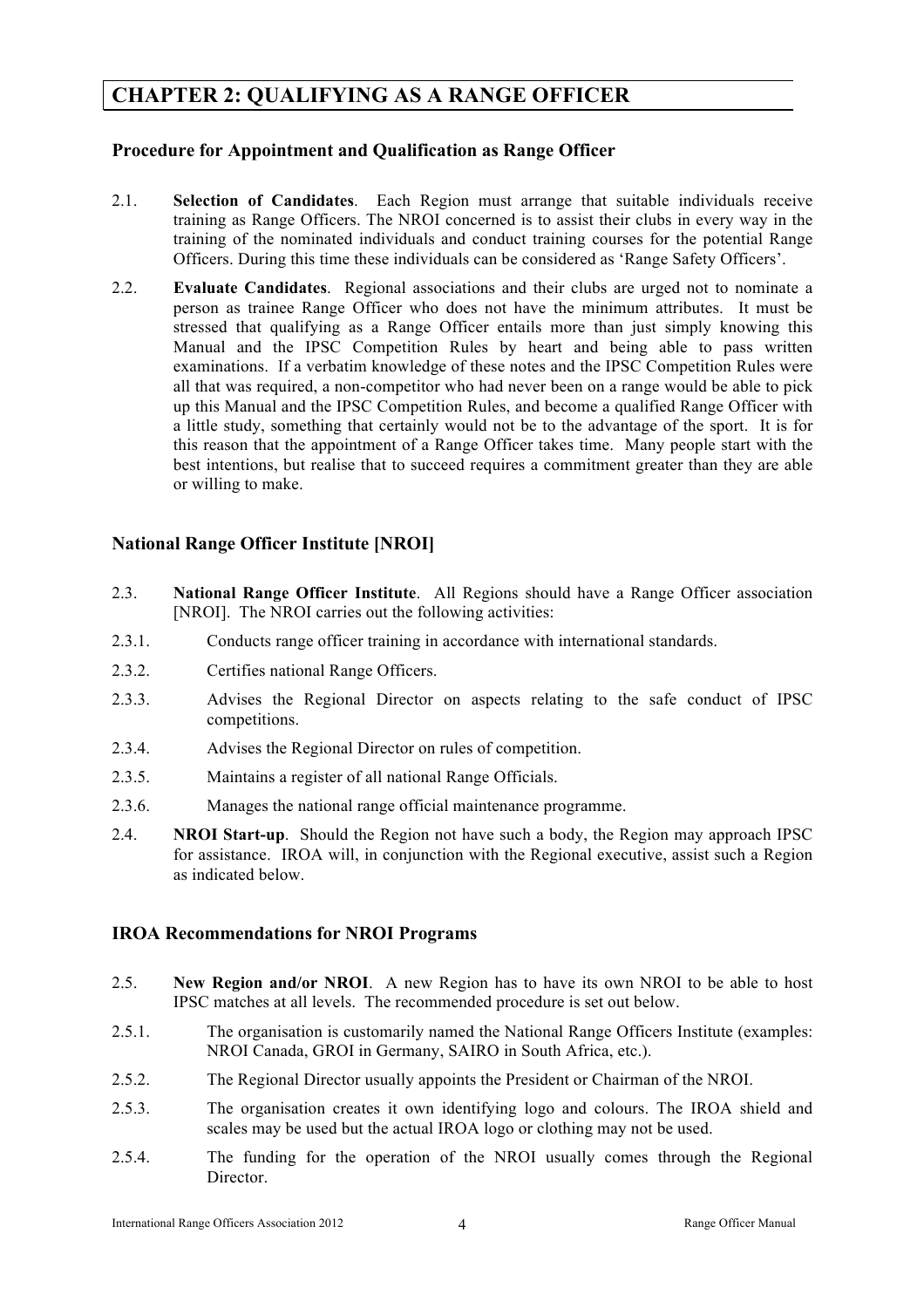# CHAPTER 2: QUALIFYING AS A RANGE OFFICER

## Procedure for Appointment and Qualification as Range Officer

2.1. **Selection of Candidates**. Each Region must arrange that suitable individuals receive training as Range Officers. The NROI concerned is to assist their clubs in every way in the training of the nominated individuals and conduct training courses for the potential Range Officers. During this time these individuals can be considered as 'Range Safety Officers'.

2.2. **Evaluate Candidates**. Regional associations and their clubs are urged not to nominate a person as trainee Range Officer who does not have the minimum attributes. It must be stressed that qualifying as a Range Officer entails more than just simply knowing this Manual and the IPSC Competition Rules by heart and being able to pass written examinations. If a verbatim knowledge of these notes and the IPSC Competition Rules were all that was required, a non-competitor who had never been on a range would be able to pick up this Manual and the IPSC Competition Rules, and become a qualified Range Officer with a little study, something that certainly would not be to the advantage of the sport. It is for this reason that the appointment of a Range Officer takes time. Many people start with the best intentions, but realise that to succeed requires a commitment greater than they are able or willing to make.

## National Range Officer Institute [NROI]

2.3. **National Range Officer Institute**. All Regions should have a Range Officer association [NROI]. The NROI carries out the following activities:

2.3.1. Conducts range officer training in accordance with international standards.

2.3.2. Certifies national Range Officers.

2.3.3. Advises the Regional Director on aspects relating to the safe conduct of IPSC competitions.

2.3.4. Advises the Regional Director on rules of competition.

2.3.5. Maintains a register of all national Range Officials.

2.3.6. Manages the national range official maintenance programme.

2.4. **NROI Start-up**. Should the Region not have such a body, the Region may approach IPSC for assistance. IROA will, in conjunction with the Regional executive, assist such a Region as indicated below.

## IROA Recommendations for NROI Programs

2.5. **New Region and/or NROI**. A new Region has to have its own NROI to be able to host IPSC matches at all levels. The recommended procedure is set out below.

2.5.1. The organisation is customarily named the National Range Officers Institute (examples: NROI Canada, GROI in Germany, SAIRO in South Africa, etc.).

2.5.2. The Regional Director usually appoints the President or Chairman of the NROI.

2.5.3. The organisation creates it own identifying logo and colours. The IROA shield and scales may be used but the actual IROA logo or clothing may not be used.

2.5.4. The funding for the operation of the NROI usually comes through the Regional Director.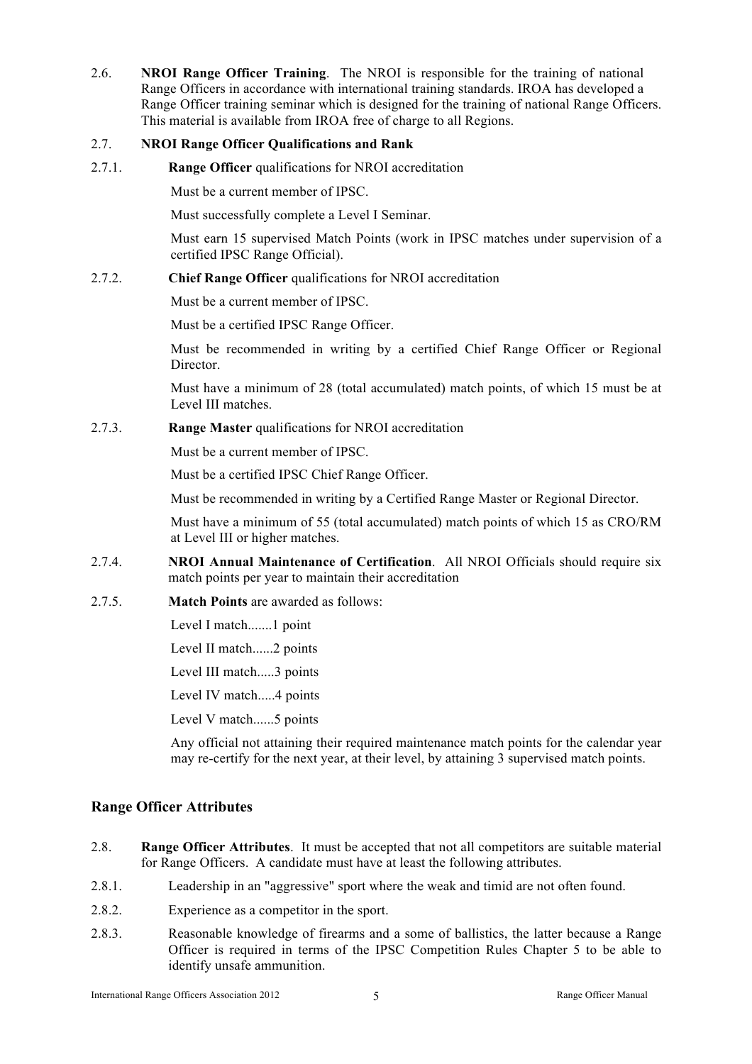2.6. **NROI Range Officer Training**. The NROI is responsible for the training of national Range Officers in accordance with international training standards. IROA has developed a Range Officer training seminar which is designed for the training of national Range Officers. This material is available from IROA free of charge to all Regions.

2.7. **NROI Range Officer Qualifications and Rank**

2.7.1. **Range Officer** qualifications for NROI accreditation

Must be a current member of IPSC.

Must successfully complete a Level I Seminar.

Must earn 15 supervised Match Points (work in IPSC matches under supervision of a certified IPSC Range Official).

2.7.2. **Chief Range Officer** qualifications for NROI accreditation

Must be a current member of IPSC.

Must be a certified IPSC Range Officer.

Must be recommended in writing by a certified Chief Range Officer or Regional Director.

Must have a minimum of 28 (total accumulated) match points, of which 15 must be at Level III matches.

2.7.3. **Range Master** qualifications for NROI accreditation

Must be a current member of IPSC.

Must be a certified IPSC Chief Range Officer.

Must be recommended in writing by a Certified Range Master or Regional Director.

Must have a minimum of 55 (total accumulated) match points of which 15 as CRO/RM at Level III or higher matches.

2.7.4. **NROI Annual Maintenance of Certification**. All NROI Officials should require six match points per year to maintain their accreditation

2.7.5. **Match Points** are awarded as follows:

Level I match.......1 point

Level II match......2 points

Level III match.....3 points

Level IV match.....4 points

Level V match......5 points

Any official not attaining their required maintenance match points for the calendar year may re-certify for the next year, at their level, by attaining 3 supervised match points.

## Range Officer Attributes

2.8. **Range Officer Attributes**. It must be accepted that not all competitors are suitable material for Range Officers. A candidate must have at least the following attributes.

2.8.1. Leadership in an "aggressive" sport where the weak and timid are not often found.

2.8.2. Experience as a competitor in the sport.

2.8.3. Reasonable knowledge of firearms and a some of ballistics, the latter because a Range Officer is required in terms of the IPSC Competition Rules Chapter 5 to be able to identify unsafe ammunition.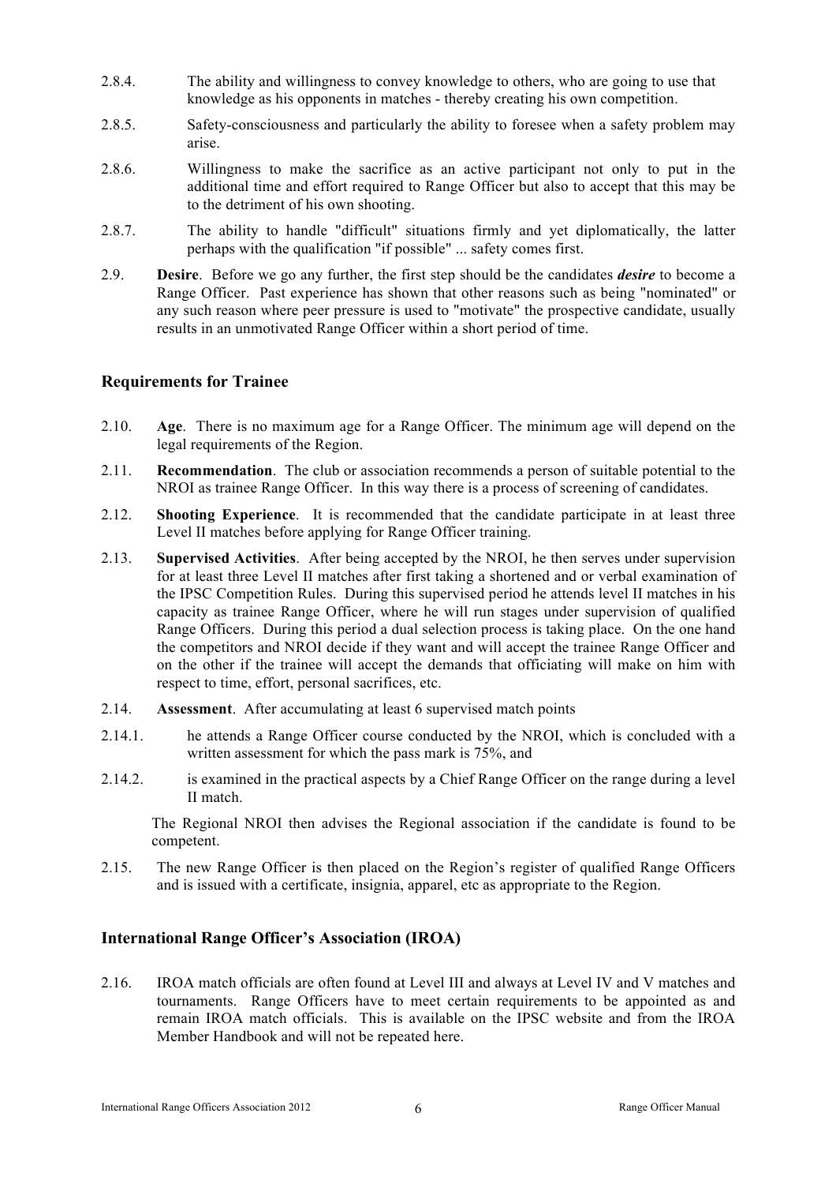2.8.4. The ability and willingness to convey knowledge to others, who are going to use that knowledge as his opponents in matches - thereby creating his own competition.

2.8.5. Safety-consciousness and particularly the ability to foresee when a safety problem may arise.

2.8.6. Willingness to make the sacrifice as an active participant not only to put in the additional time and effort required to Range Officer but also to accept that this may be to the detriment of his own shooting.

2.8.7. The ability to handle "difficult" situations firmly and yet diplomatically, the latter perhaps with the qualification "if possible" ... safety comes first.

2.9. **Desire**. Before we go any further, the first step should be the candidates ***desire*** to become a Range Officer. Past experience has shown that other reasons such as being "nominated" or any such reason where peer pressure is used to "motivate" the prospective candidate, usually results in an unmotivated Range Officer within a short period of time.

### Requirements for Trainee

2.10. **Age**. There is no maximum age for a Range Officer. The minimum age will depend on the legal requirements of the Region.

2.11. **Recommendation**. The club or association recommends a person of suitable potential to the NROI as trainee Range Officer. In this way there is a process of screening of candidates.

2.12. **Shooting Experience**. It is recommended that the candidate participate in at least three Level II matches before applying for Range Officer training.

2.13. **Supervised Activities**. After being accepted by the NROI, he then serves under supervision for at least three Level II matches after first taking a shortened and or verbal examination of the IPSC Competition Rules. During this supervised period he attends level II matches in his capacity as trainee Range Officer, where he will run stages under supervision of qualified Range Officers. During this period a dual selection process is taking place. On the one hand the competitors and NROI decide if they want and will accept the trainee Range Officer and on the other if the trainee will accept the demands that officiating will make on him with respect to time, effort, personal sacrifices, etc.

2.14. **Assessment**. After accumulating at least 6 supervised match points

2.14.1. he attends a Range Officer course conducted by the NROI, which is concluded with a written assessment for which the pass mark is 75%, and

2.14.2. is examined in the practical aspects by a Chief Range Officer on the range during a level II match.

The Regional NROI then advises the Regional association if the candidate is found to be competent.

2.15. The new Range Officer is then placed on the Region's register of qualified Range Officers and is issued with a certificate, insignia, apparel, etc as appropriate to the Region.

### International Range Officer's Association (IROA)

2.16. IROA match officials are often found at Level III and always at Level IV and V matches and tournaments. Range Officers have to meet certain requirements to be appointed as and remain IROA match officials. This is available on the IPSC website and from the IROA Member Handbook and will not be repeated here.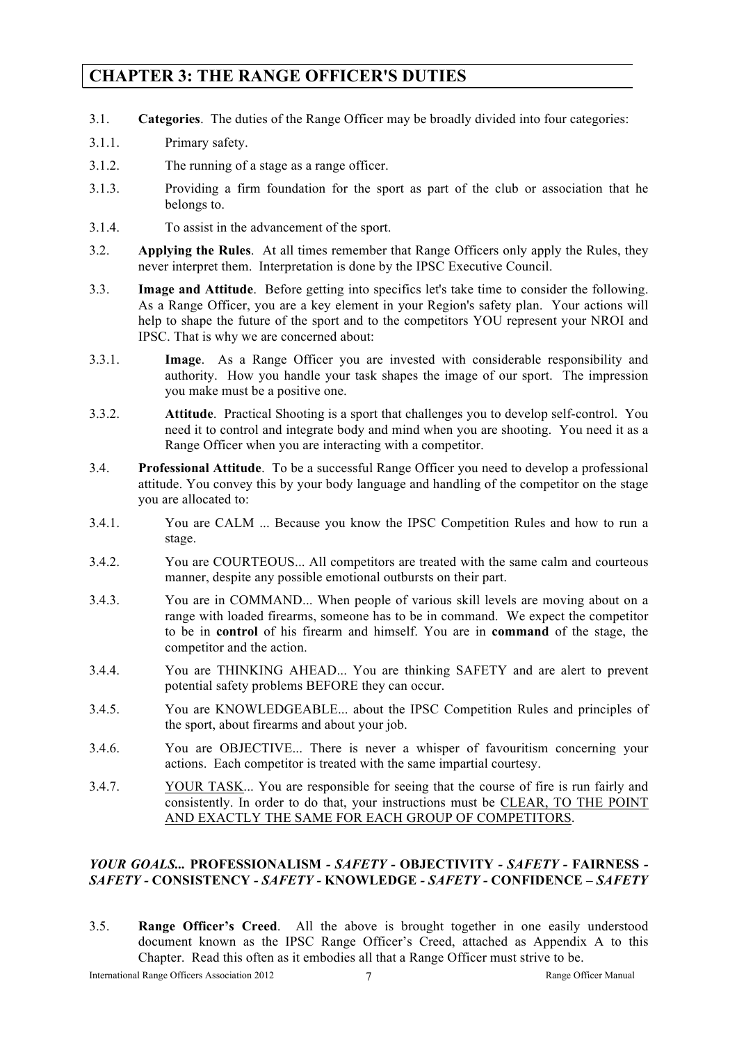## CHAPTER 3: THE RANGE OFFICER'S DUTIES

3.1. **Categories**. The duties of the Range Officer may be broadly divided into four categories:

3.1.1. Primary safety.

3.1.2. The running of a stage as a range officer.

3.1.3. Providing a firm foundation for the sport as part of the club or association that he belongs to.

3.1.4. To assist in the advancement of the sport.

3.2. **Applying the Rules**. At all times remember that Range Officers only apply the Rules, they never interpret them. Interpretation is done by the IPSC Executive Council.

3.3. **Image and Attitude**. Before getting into specifics let's take time to consider the following. As a Range Officer, you are a key element in your Region's safety plan. Your actions will help to shape the future of the sport and to the competitors YOU represent your NROI and IPSC. That is why we are concerned about:

3.3.1. **Image**. As a Range Officer you are invested with considerable responsibility and authority. How you handle your task shapes the image of our sport. The impression you make must be a positive one.

3.3.2. **Attitude**. Practical Shooting is a sport that challenges you to develop self-control. You need it to control and integrate body and mind when you are shooting. You need it as a Range Officer when you are interacting with a competitor.

3.4. **Professional Attitude**. To be a successful Range Officer you need to develop a professional attitude. You convey this by your body language and handling of the competitor on the stage you are allocated to:

3.4.1. You are CALM ... Because you know the IPSC Competition Rules and how to run a stage.

3.4.2. You are COURTEOUS... All competitors are treated with the same calm and courteous manner, despite any possible emotional outbursts on their part.

3.4.3. You are in COMMAND... When people of various skill levels are moving about on a range with loaded firearms, someone has to be in command. We expect the competitor to be in **control** of his firearm and himself. You are in **command** of the stage, the competitor and the action.

3.4.4. You are THINKING AHEAD... You are thinking SAFETY and are alert to prevent potential safety problems BEFORE they can occur.

3.4.5. You are KNOWLEDGEABLE... about the IPSC Competition Rules and principles of the sport, about firearms and about your job.

3.4.6. You are OBJECTIVE... There is never a whisper of favouritism concerning your actions. Each competitor is treated with the same impartial courtesy.

3.4.7. YOUR TASK... You are responsible for seeing that the course of fire is run fairly and consistently. In order to do that, your instructions must be CLEAR, TO THE POINT AND EXACTLY THE SAME FOR EACH GROUP OF COMPETITORS.

***YOUR GOALS...*** **PROFESSIONALISM -** ***SAFETY*** **- OBJECTIVITY -** ***SAFETY*** **- FAIRNESS -** ***SAFETY*** **- CONSISTENCY -** ***SAFETY*** **- KNOWLEDGE -** ***SAFETY*** **- CONFIDENCE –** ***SAFETY***

3.5. **Range Officer's Creed**. All the above is brought together in one easily understood document known as the IPSC Range Officer's Creed, attached as Appendix A to this Chapter. Read this often as it embodies all that a Range Officer must strive to be.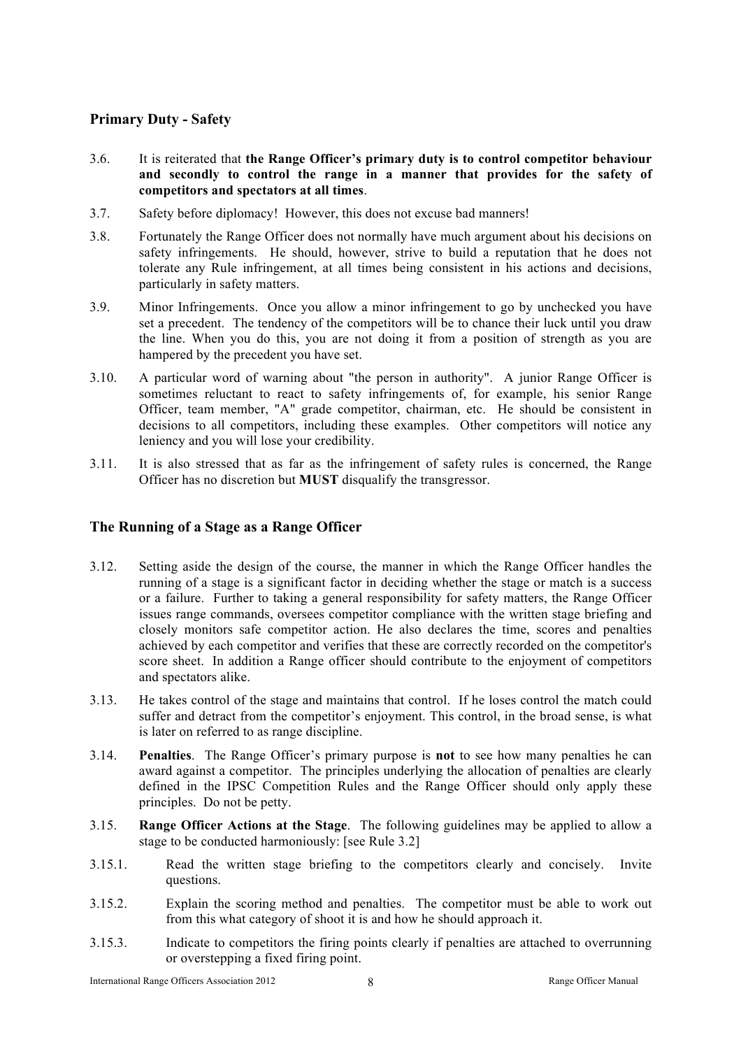## Primary Duty - Safety

3.6. It is reiterated that **the Range Officer's primary duty is to control competitor behaviour and secondly to control the range in a manner that provides for the safety of competitors and spectators at all times**.

3.7. Safety before diplomacy! However, this does not excuse bad manners!

3.8. Fortunately the Range Officer does not normally have much argument about his decisions on safety infringements. He should, however, strive to build a reputation that he does not tolerate any Rule infringement, at all times being consistent in his actions and decisions, particularly in safety matters.

3.9. Minor Infringements. Once you allow a minor infringement to go by unchecked you have set a precedent. The tendency of the competitors will be to chance their luck until you draw the line. When you do this, you are not doing it from a position of strength as you are hampered by the precedent you have set.

3.10. A particular word of warning about "the person in authority". A junior Range Officer is sometimes reluctant to react to safety infringements of, for example, his senior Range Officer, team member, "A" grade competitor, chairman, etc. He should be consistent in decisions to all competitors, including these examples. Other competitors will notice any leniency and you will lose your credibility.

3.11. It is also stressed that as far as the infringement of safety rules is concerned, the Range Officer has no discretion but **MUST** disqualify the transgressor.

## The Running of a Stage as a Range Officer

3.12. Setting aside the design of the course, the manner in which the Range Officer handles the running of a stage is a significant factor in deciding whether the stage or match is a success or a failure. Further to taking a general responsibility for safety matters, the Range Officer issues range commands, oversees competitor compliance with the written stage briefing and closely monitors safe competitor action. He also declares the time, scores and penalties achieved by each competitor and verifies that these are correctly recorded on the competitor's score sheet. In addition a Range officer should contribute to the enjoyment of competitors and spectators alike.

3.13. He takes control of the stage and maintains that control. If he loses control the match could suffer and detract from the competitor's enjoyment. This control, in the broad sense, is what is later on referred to as range discipline.

3.14. **Penalties**. The Range Officer's primary purpose is **not** to see how many penalties he can award against a competitor. The principles underlying the allocation of penalties are clearly defined in the IPSC Competition Rules and the Range Officer should only apply these principles. Do not be petty.

3.15. **Range Officer Actions at the Stage**. The following guidelines may be applied to allow a stage to be conducted harmoniously: [see Rule 3.2]

3.15.1. Read the written stage briefing to the competitors clearly and concisely. Invite questions.

3.15.2. Explain the scoring method and penalties. The competitor must be able to work out from this what category of shoot it is and how he should approach it.

3.15.3. Indicate to competitors the firing points clearly if penalties are attached to overrunning or overstepping a fixed firing point.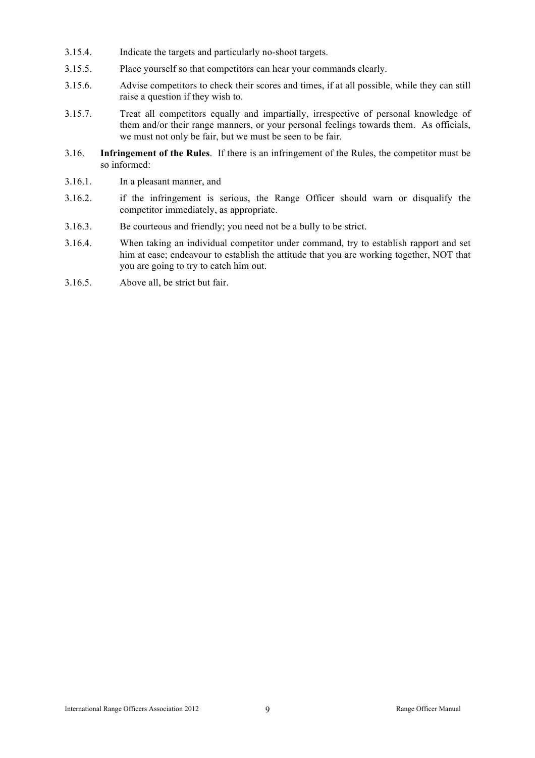3.15.4. Indicate the targets and particularly no-shoot targets.

3.15.5. Place yourself so that competitors can hear your commands clearly.

3.15.6. Advise competitors to check their scores and times, if at all possible, while they can still raise a question if they wish to.

3.15.7. Treat all competitors equally and impartially, irrespective of personal knowledge of them and/or their range manners, or your personal feelings towards them. As officials, we must not only be fair, but we must be seen to be fair.

3.16. **Infringement of the Rules**. If there is an infringement of the Rules, the competitor must be so informed:

3.16.1. In a pleasant manner, and

3.16.2. if the infringement is serious, the Range Officer should warn or disqualify the competitor immediately, as appropriate.

3.16.3. Be courteous and friendly; you need not be a bully to be strict.

3.16.4. When taking an individual competitor under command, try to establish rapport and set him at ease; endeavour to establish the attitude that you are working together, NOT that you are going to try to catch him out.

3.16.5. Above all, be strict but fair.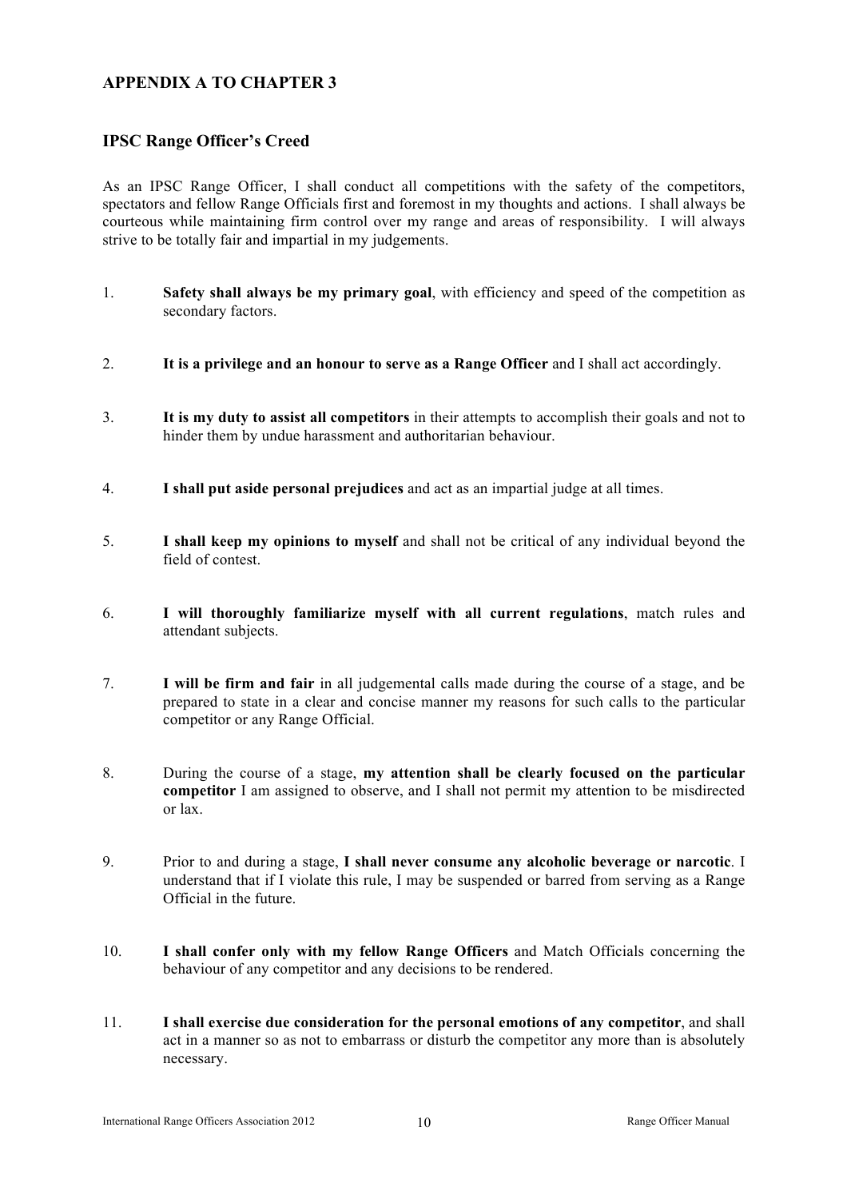## APPENDIX A TO CHAPTER 3

### IPSC Range Officer's Creed

As an IPSC Range Officer, I shall conduct all competitions with the safety of the competitors, spectators and fellow Range Officials first and foremost in my thoughts and actions. I shall always be courteous while maintaining firm control over my range and areas of responsibility. I will always strive to be totally fair and impartial in my judgements.

1. **Safety shall always be my primary goal**, with efficiency and speed of the competition as secondary factors.

2. **It is a privilege and an honour to serve as a Range Officer** and I shall act accordingly.

3. **It is my duty to assist all competitors** in their attempts to accomplish their goals and not to hinder them by undue harassment and authoritarian behaviour.

4. **I shall put aside personal prejudices** and act as an impartial judge at all times.

5. **I shall keep my opinions to myself** and shall not be critical of any individual beyond the field of contest.

6. **I will thoroughly familiarize myself with all current regulations**, match rules and attendant subjects.

7. **I will be firm and fair** in all judgemental calls made during the course of a stage, and be prepared to state in a clear and concise manner my reasons for such calls to the particular competitor or any Range Official.

8. During the course of a stage, **my attention shall be clearly focused on the particular competitor** I am assigned to observe, and I shall not permit my attention to be misdirected or lax.

9. Prior to and during a stage, **I shall never consume any alcoholic beverage or narcotic**. I understand that if I violate this rule, I may be suspended or barred from serving as a Range Official in the future.

10. **I shall confer only with my fellow Range Officers** and Match Officials concerning the behaviour of any competitor and any decisions to be rendered.

11. **I shall exercise due consideration for the personal emotions of any competitor**, and shall act in a manner so as not to embarrass or disturb the competitor any more than is absolutely necessary.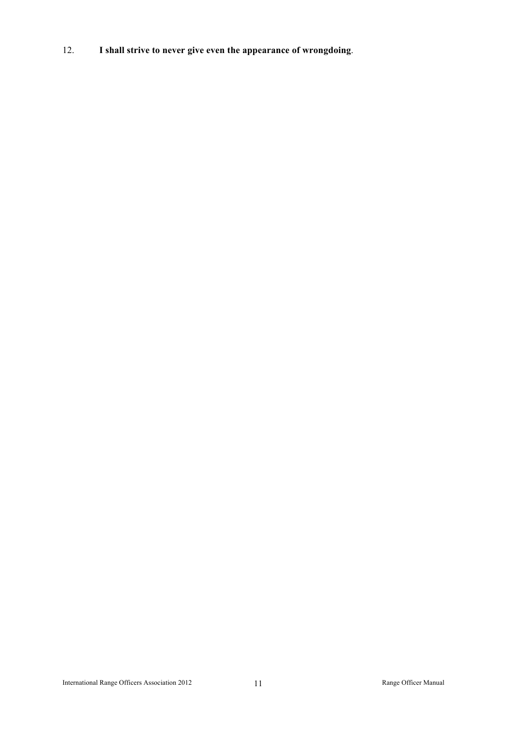12. **I shall strive to never give even the appearance of wrongdoing**.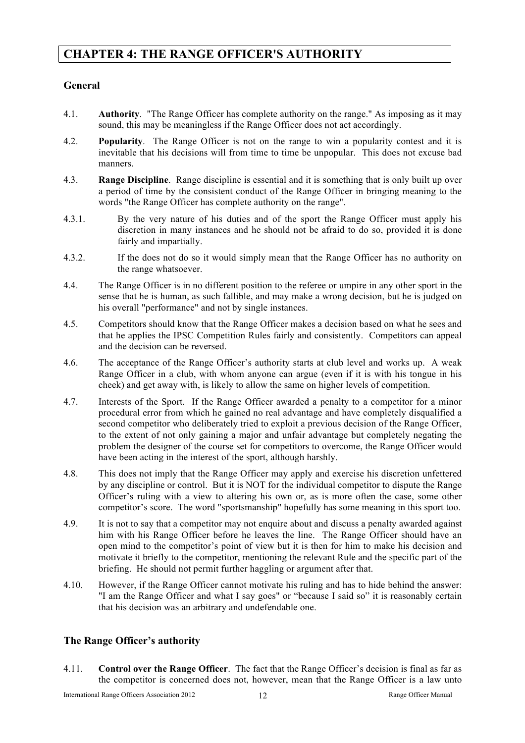## CHAPTER 4: THE RANGE OFFICER'S AUTHORITY

### General

4.1. **Authority**. "The Range Officer has complete authority on the range." As imposing as it may sound, this may be meaningless if the Range Officer does not act accordingly.

4.2. **Popularity**. The Range Officer is not on the range to win a popularity contest and it is inevitable that his decisions will from time to time be unpopular. This does not excuse bad manners.

4.3. **Range Discipline**. Range discipline is essential and it is something that is only built up over a period of time by the consistent conduct of the Range Officer in bringing meaning to the words "the Range Officer has complete authority on the range".

4.3.1. By the very nature of his duties and of the sport the Range Officer must apply his discretion in many instances and he should not be afraid to do so, provided it is done fairly and impartially.

4.3.2. If the does not do so it would simply mean that the Range Officer has no authority on the range whatsoever.

4.4. The Range Officer is in no different position to the referee or umpire in any other sport in the sense that he is human, as such fallible, and may make a wrong decision, but he is judged on his overall "performance" and not by single instances.

4.5. Competitors should know that the Range Officer makes a decision based on what he sees and that he applies the IPSC Competition Rules fairly and consistently. Competitors can appeal and the decision can be reversed.

4.6. The acceptance of the Range Officer's authority starts at club level and works up. A weak Range Officer in a club, with whom anyone can argue (even if it is with his tongue in his cheek) and get away with, is likely to allow the same on higher levels of competition.

4.7. Interests of the Sport. If the Range Officer awarded a penalty to a competitor for a minor procedural error from which he gained no real advantage and have completely disqualified a second competitor who deliberately tried to exploit a previous decision of the Range Officer, to the extent of not only gaining a major and unfair advantage but completely negating the problem the designer of the course set for competitors to overcome, the Range Officer would have been acting in the interest of the sport, although harshly.

4.8. This does not imply that the Range Officer may apply and exercise his discretion unfettered by any discipline or control. But it is NOT for the individual competitor to dispute the Range Officer's ruling with a view to altering his own or, as is more often the case, some other competitor's score. The word "sportsmanship" hopefully has some meaning in this sport too.

4.9. It is not to say that a competitor may not enquire about and discuss a penalty awarded against him with his Range Officer before he leaves the line. The Range Officer should have an open mind to the competitor's point of view but it is then for him to make his decision and motivate it briefly to the competitor, mentioning the relevant Rule and the specific part of the briefing. He should not permit further haggling or argument after that.

4.10. However, if the Range Officer cannot motivate his ruling and has to hide behind the answer: "I am the Range Officer and what I say goes" or "because I said so" it is reasonably certain that his decision was an arbitrary and undefendable one.

### The Range Officer's authority

4.11. **Control over the Range Officer**. The fact that the Range Officer's decision is final as far as the competitor is concerned does not, however, mean that the Range Officer is a law unto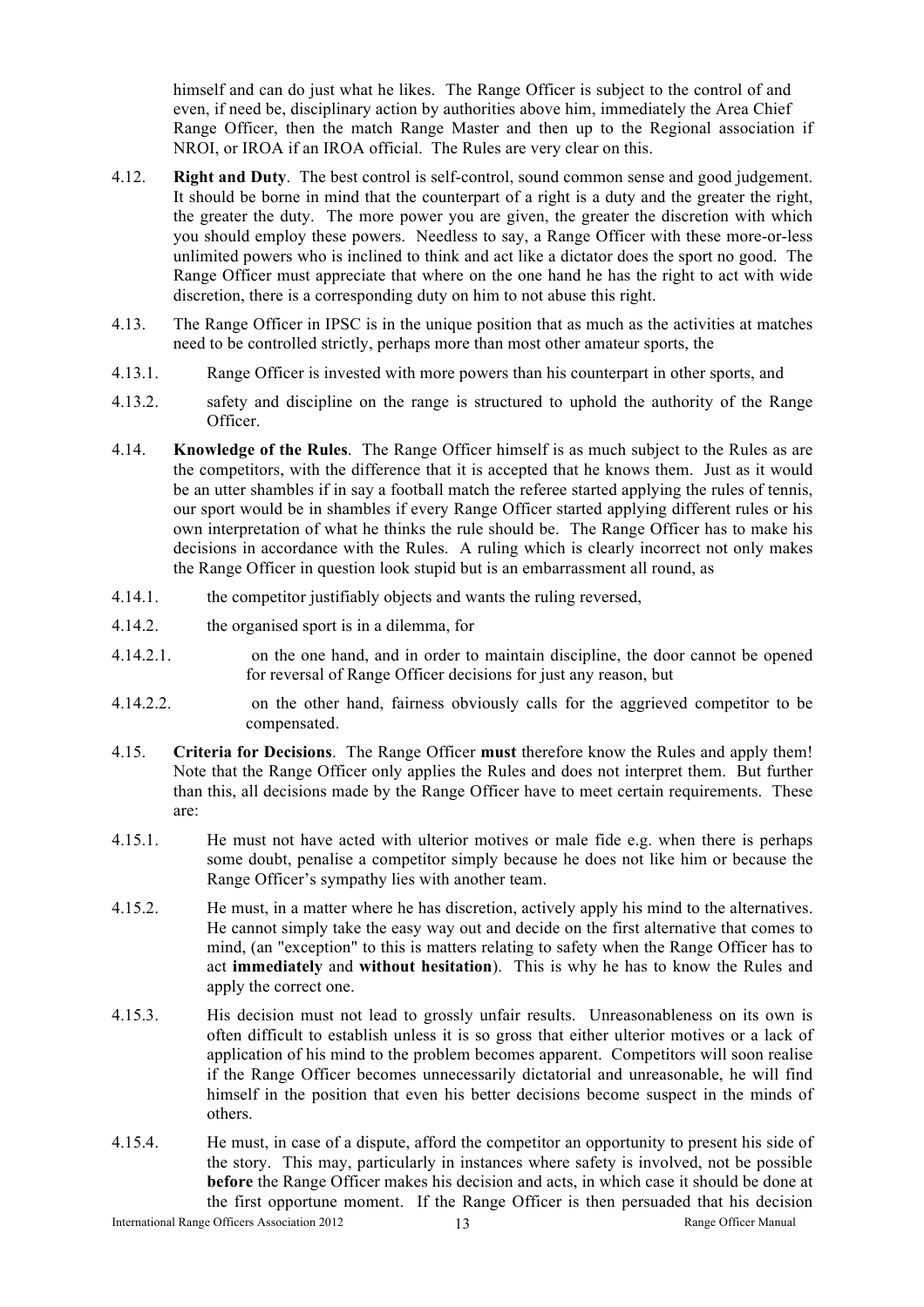himself and can do just what he likes. The Range Officer is subject to the control of and even, if need be, disciplinary action by authorities above him, immediately the Area Chief Range Officer, then the match Range Master and then up to the Regional association if NROI, or IROA if an IROA official. The Rules are very clear on this.

4.12. **Right and Duty**. The best control is self-control, sound common sense and good judgement. It should be borne in mind that the counterpart of a right is a duty and the greater the right, the greater the duty. The more power you are given, the greater the discretion with which you should employ these powers. Needless to say, a Range Officer with these more-or-less unlimited powers who is inclined to think and act like a dictator does the sport no good. The Range Officer must appreciate that where on the one hand he has the right to act with wide discretion, there is a corresponding duty on him to not abuse this right.

4.13. The Range Officer in IPSC is in the unique position that as much as the activities at matches need to be controlled strictly, perhaps more than most other amateur sports, the

4.13.1. Range Officer is invested with more powers than his counterpart in other sports, and

4.13.2. safety and discipline on the range is structured to uphold the authority of the Range Officer.

4.14. **Knowledge of the Rules**. The Range Officer himself is as much subject to the Rules as are the competitors, with the difference that it is accepted that he knows them. Just as it would be an utter shambles if in say a football match the referee started applying the rules of tennis, our sport would be in shambles if every Range Officer started applying different rules or his own interpretation of what he thinks the rule should be. The Range Officer has to make his decisions in accordance with the Rules. A ruling which is clearly incorrect not only makes the Range Officer in question look stupid but is an embarrassment all round, as

4.14.1. the competitor justifiably objects and wants the ruling reversed,

4.14.2. the organised sport is in a dilemma, for

4.14.2.1. on the one hand, and in order to maintain discipline, the door cannot be opened for reversal of Range Officer decisions for just any reason, but

4.14.2.2. on the other hand, fairness obviously calls for the aggrieved competitor to be compensated.

4.15. **Criteria for Decisions**. The Range Officer **must** therefore know the Rules and apply them! Note that the Range Officer only applies the Rules and does not interpret them. But further than this, all decisions made by the Range Officer have to meet certain requirements. These are:

4.15.1. He must not have acted with ulterior motives or male fide e.g. when there is perhaps some doubt, penalise a competitor simply because he does not like him or because the Range Officer's sympathy lies with another team.

4.15.2. He must, in a matter where he has discretion, actively apply his mind to the alternatives. He cannot simply take the easy way out and decide on the first alternative that comes to mind, (an "exception" to this is matters relating to safety when the Range Officer has to act **immediately** and **without hesitation**). This is why he has to know the Rules and apply the correct one.

4.15.3. His decision must not lead to grossly unfair results. Unreasonableness on its own is often difficult to establish unless it is so gross that either ulterior motives or a lack of application of his mind to the problem becomes apparent. Competitors will soon realise if the Range Officer becomes unnecessarily dictatorial and unreasonable, he will find himself in the position that even his better decisions become suspect in the minds of others.

4.15.4. He must, in case of a dispute, afford the competitor an opportunity to present his side of the story. This may, particularly in instances where safety is involved, not be possible **before** the Range Officer makes his decision and acts, in which case it should be done at the first opportune moment. If the Range Officer is then persuaded that his decision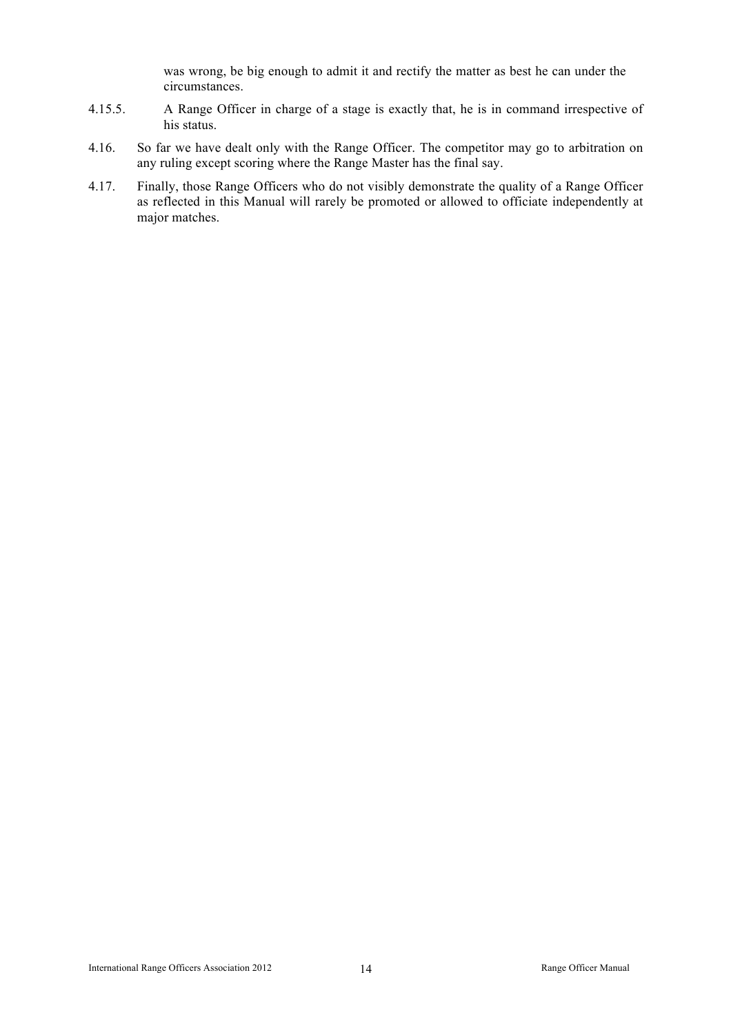was wrong, be big enough to admit it and rectify the matter as best he can under the circumstances.

4.15.5. A Range Officer in charge of a stage is exactly that, he is in command irrespective of his status.

4.16. So far we have dealt only with the Range Officer. The competitor may go to arbitration on any ruling except scoring where the Range Master has the final say.

4.17. Finally, those Range Officers who do not visibly demonstrate the quality of a Range Officer as reflected in this Manual will rarely be promoted or allowed to officiate independently at major matches.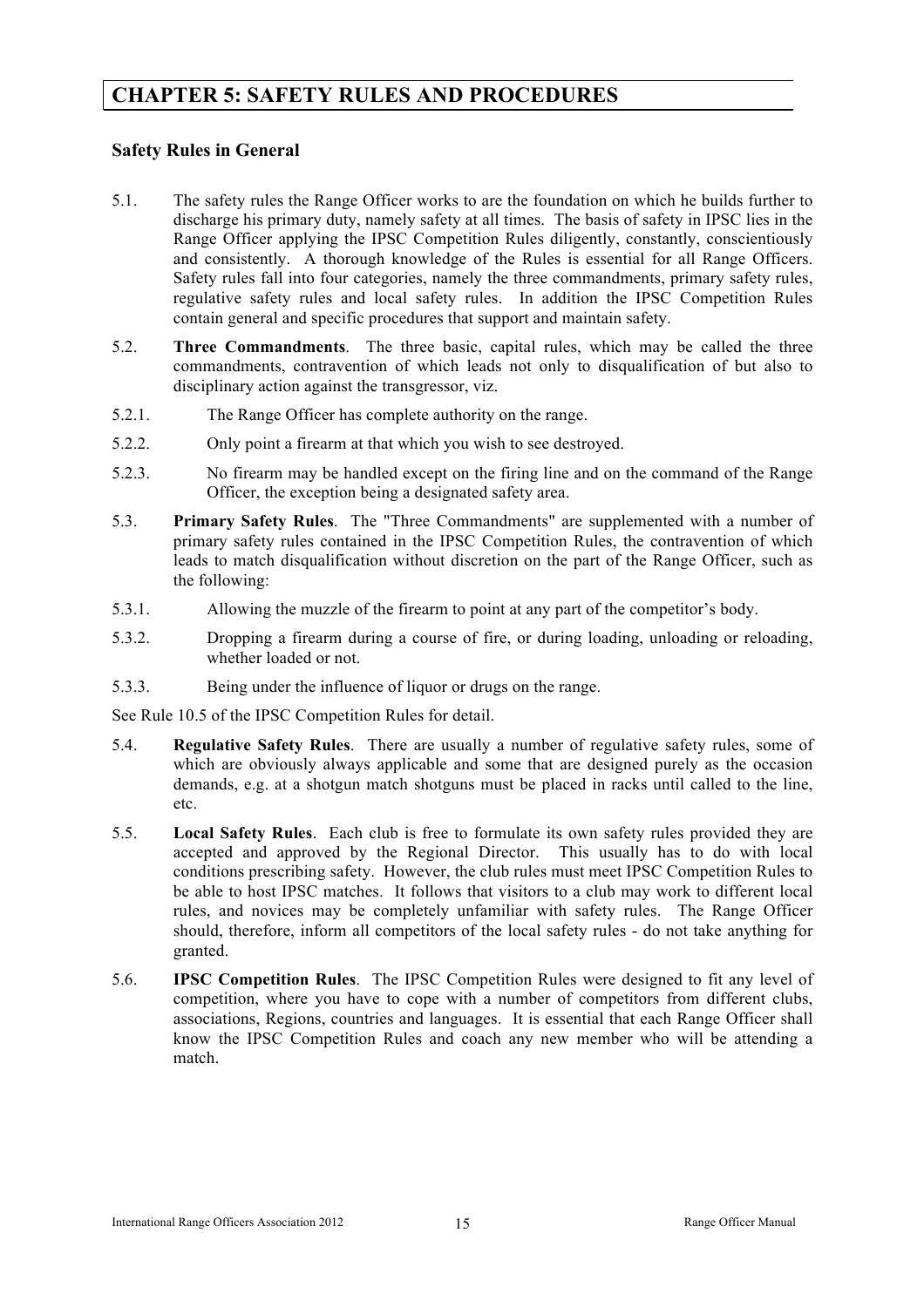# CHAPTER 5: SAFETY RULES AND PROCEDURES

## Safety Rules in General

5.1. The safety rules the Range Officer works to are the foundation on which he builds further to discharge his primary duty, namely safety at all times. The basis of safety in IPSC lies in the Range Officer applying the IPSC Competition Rules diligently, constantly, conscientiously and consistently. A thorough knowledge of the Rules is essential for all Range Officers. Safety rules fall into four categories, namely the three commandments, primary safety rules, regulative safety rules and local safety rules. In addition the IPSC Competition Rules contain general and specific procedures that support and maintain safety.

5.2. **Three Commandments**. The three basic, capital rules, which may be called the three commandments, contravention of which leads not only to disqualification of but also to disciplinary action against the transgressor, viz.

5.2.1. The Range Officer has complete authority on the range.

5.2.2. Only point a firearm at that which you wish to see destroyed.

5.2.3. No firearm may be handled except on the firing line and on the command of the Range Officer, the exception being a designated safety area.

5.3. **Primary Safety Rules**. The "Three Commandments" are supplemented with a number of primary safety rules contained in the IPSC Competition Rules, the contravention of which leads to match disqualification without discretion on the part of the Range Officer, such as the following:

5.3.1. Allowing the muzzle of the firearm to point at any part of the competitor's body.

5.3.2. Dropping a firearm during a course of fire, or during loading, unloading or reloading, whether loaded or not.

5.3.3. Being under the influence of liquor or drugs on the range.

See Rule 10.5 of the IPSC Competition Rules for detail.

5.4. **Regulative Safety Rules**. There are usually a number of regulative safety rules, some of which are obviously always applicable and some that are designed purely as the occasion demands, e.g. at a shotgun match shotguns must be placed in racks until called to the line, etc.

5.5. **Local Safety Rules**. Each club is free to formulate its own safety rules provided they are accepted and approved by the Regional Director. This usually has to do with local conditions prescribing safety. However, the club rules must meet IPSC Competition Rules to be able to host IPSC matches. It follows that visitors to a club may work to different local rules, and novices may be completely unfamiliar with safety rules. The Range Officer should, therefore, inform all competitors of the local safety rules - do not take anything for granted.

5.6. **IPSC Competition Rules**. The IPSC Competition Rules were designed to fit any level of competition, where you have to cope with a number of competitors from different clubs, associations, Regions, countries and languages. It is essential that each Range Officer shall know the IPSC Competition Rules and coach any new member who will be attending a match.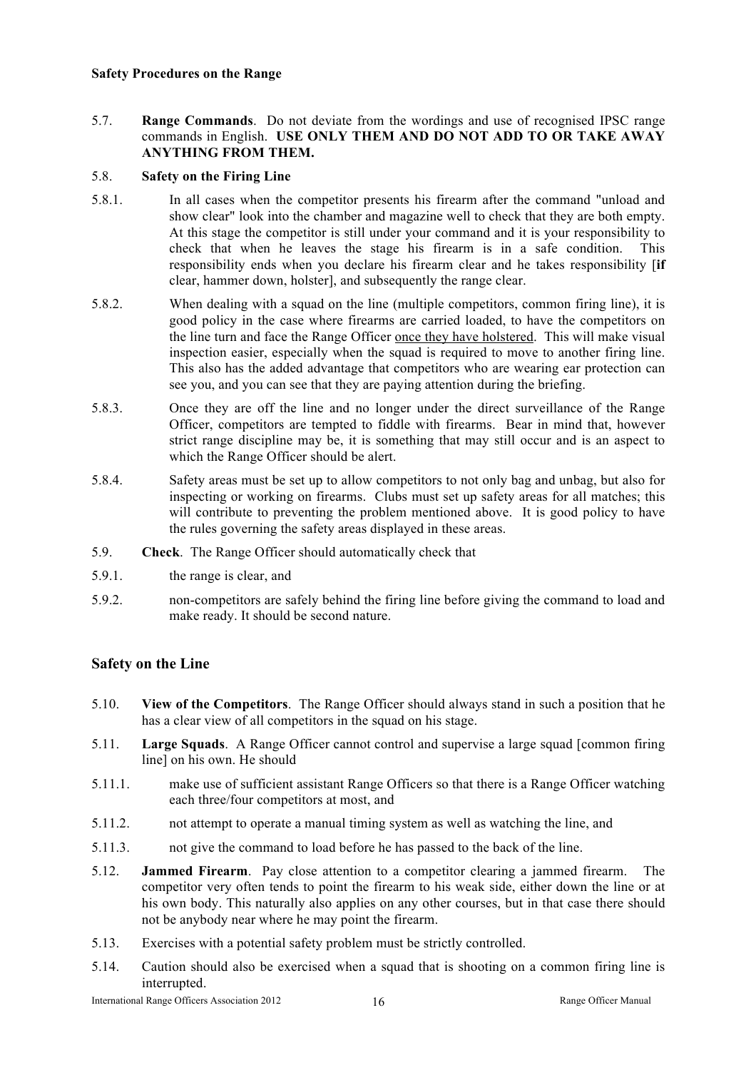**Safety Procedures on the Range**

5.7. **Range Commands**. Do not deviate from the wordings and use of recognised IPSC range commands in English. **USE ONLY THEM AND DO NOT ADD TO OR TAKE AWAY ANYTHING FROM THEM.**

5.8. **Safety on the Firing Line**

5.8.1. In all cases when the competitor presents his firearm after the command "unload and show clear" look into the chamber and magazine well to check that they are both empty. At this stage the competitor is still under your command and it is your responsibility to check that when he leaves the stage his firearm is in a safe condition. This responsibility ends when you declare his firearm clear and he takes responsibility [**if** clear, hammer down, holster], and subsequently the range clear.

5.8.2. When dealing with a squad on the line (multiple competitors, common firing line), it is good policy in the case where firearms are carried loaded, to have the competitors on the line turn and face the Range Officer <u>once they have holstered</u>. This will make visual inspection easier, especially when the squad is required to move to another firing line. This also has the added advantage that competitors who are wearing ear protection can see you, and you can see that they are paying attention during the briefing.

5.8.3. Once they are off the line and no longer under the direct surveillance of the Range Officer, competitors are tempted to fiddle with firearms. Bear in mind that, however strict range discipline may be, it is something that may still occur and is an aspect to which the Range Officer should be alert.

5.8.4. Safety areas must be set up to allow competitors to not only bag and unbag, but also for inspecting or working on firearms. Clubs must set up safety areas for all matches; this will contribute to preventing the problem mentioned above. It is good policy to have the rules governing the safety areas displayed in these areas.

5.9. **Check**. The Range Officer should automatically check that

5.9.1. the range is clear, and

5.9.2. non-competitors are safely behind the firing line before giving the command to load and make ready. It should be second nature.

## Safety on the Line

5.10. **View of the Competitors**. The Range Officer should always stand in such a position that he has a clear view of all competitors in the squad on his stage.

5.11. **Large Squads**. A Range Officer cannot control and supervise a large squad [common firing line] on his own. He should

5.11.1. make use of sufficient assistant Range Officers so that there is a Range Officer watching each three/four competitors at most, and

5.11.2. not attempt to operate a manual timing system as well as watching the line, and

5.11.3. not give the command to load before he has passed to the back of the line.

5.12. **Jammed Firearm**. Pay close attention to a competitor clearing a jammed firearm. The competitor very often tends to point the firearm to his weak side, either down the line or at his own body. This naturally also applies on any other courses, but in that case there should not be anybody near where he may point the firearm.

5.13. Exercises with a potential safety problem must be strictly controlled.

5.14. Caution should also be exercised when a squad that is shooting on a common firing line is interrupted.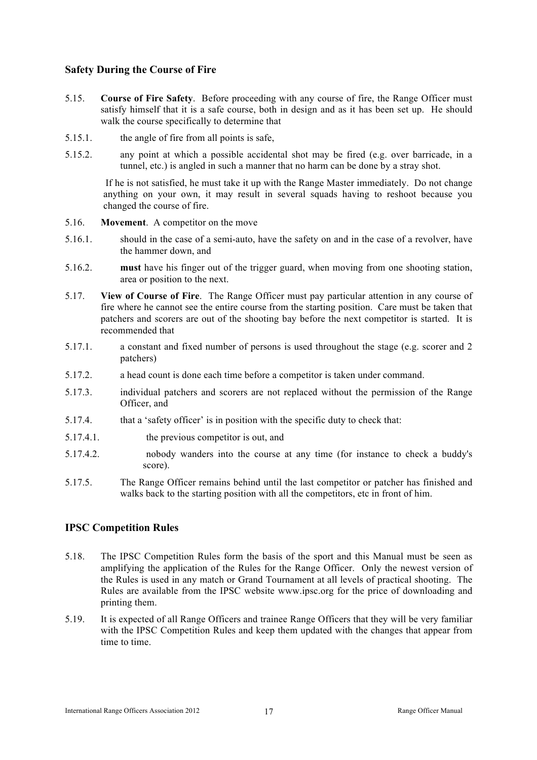## Safety During the Course of Fire

5.15. **Course of Fire Safety**. Before proceeding with any course of fire, the Range Officer must satisfy himself that it is a safe course, both in design and as it has been set up. He should walk the course specifically to determine that

5.15.1. the angle of fire from all points is safe,

5.15.2. any point at which a possible accidental shot may be fired (e.g. over barricade, in a tunnel, etc.) is angled in such a manner that no harm can be done by a stray shot.

If he is not satisfied, he must take it up with the Range Master immediately. Do not change anything on your own, it may result in several squads having to reshoot because you changed the course of fire.

5.16. **Movement**. A competitor on the move

5.16.1. should in the case of a semi-auto, have the safety on and in the case of a revolver, have the hammer down, and

5.16.2. **must** have his finger out of the trigger guard, when moving from one shooting station, area or position to the next.

5.17. **View of Course of Fire**. The Range Officer must pay particular attention in any course of fire where he cannot see the entire course from the starting position. Care must be taken that patchers and scorers are out of the shooting bay before the next competitor is started. It is recommended that

5.17.1. a constant and fixed number of persons is used throughout the stage (e.g. scorer and 2 patchers)

5.17.2. a head count is done each time before a competitor is taken under command.

5.17.3. individual patchers and scorers are not replaced without the permission of the Range Officer, and

5.17.4. that a 'safety officer' is in position with the specific duty to check that:

5.17.4.1. the previous competitor is out, and

5.17.4.2. nobody wanders into the course at any time (for instance to check a buddy's score).

5.17.5. The Range Officer remains behind until the last competitor or patcher has finished and walks back to the starting position with all the competitors, etc in front of him.

## IPSC Competition Rules

5.18. The IPSC Competition Rules form the basis of the sport and this Manual must be seen as amplifying the application of the Rules for the Range Officer. Only the newest version of the Rules is used in any match or Grand Tournament at all levels of practical shooting. The Rules are available from the IPSC website www.ipsc.org for the price of downloading and printing them.

5.19. It is expected of all Range Officers and trainee Range Officers that they will be very familiar with the IPSC Competition Rules and keep them updated with the changes that appear from time to time.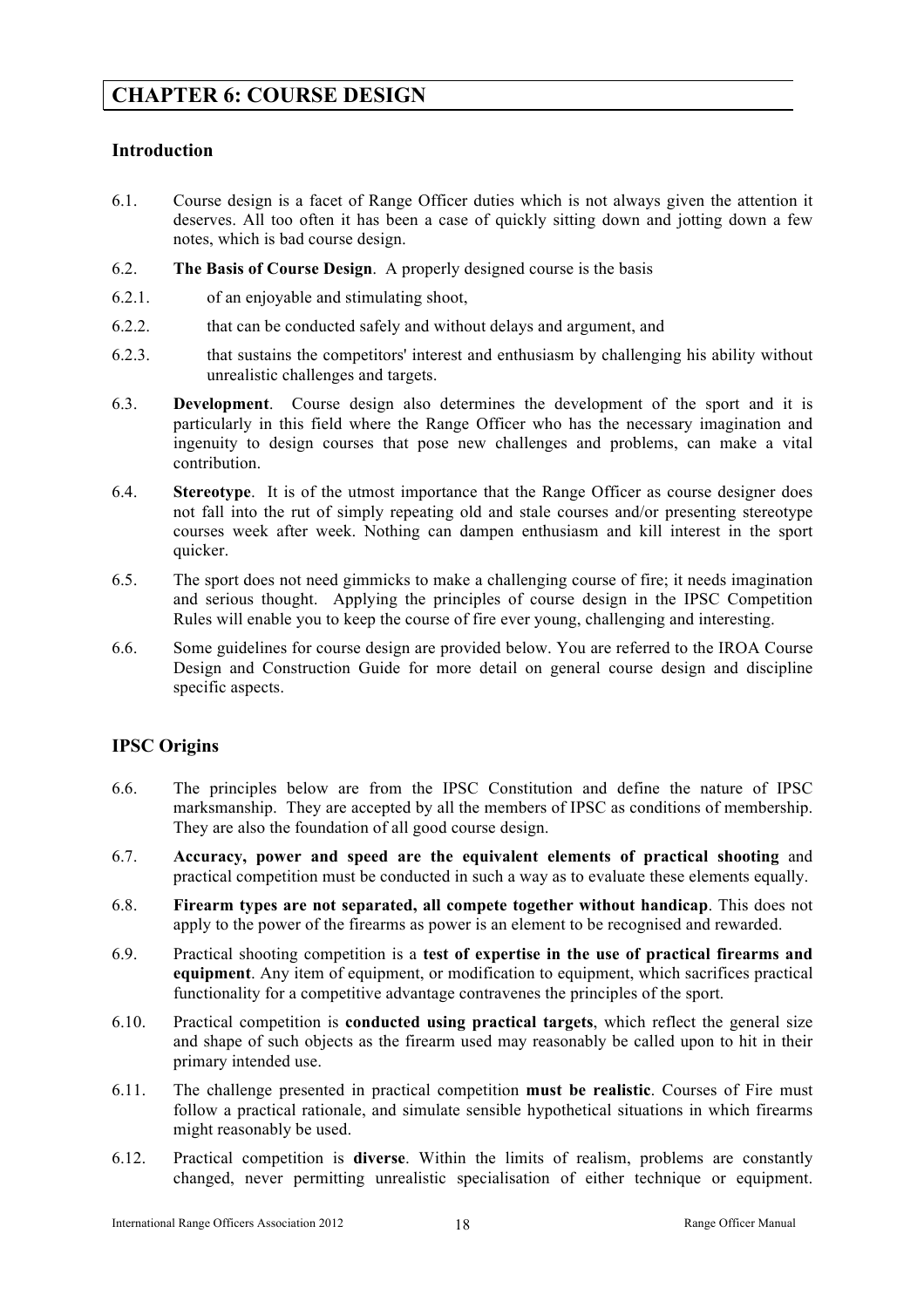# CHAPTER 6: COURSE DESIGN

## Introduction

6.1. Course design is a facet of Range Officer duties which is not always given the attention it deserves. All too often it has been a case of quickly sitting down and jotting down a few notes, which is bad course design.

6.2. **The Basis of Course Design**. A properly designed course is the basis

6.2.1. of an enjoyable and stimulating shoot,

6.2.2. that can be conducted safely and without delays and argument, and

6.2.3. that sustains the competitors' interest and enthusiasm by challenging his ability without unrealistic challenges and targets.

6.3. **Development**. Course design also determines the development of the sport and it is particularly in this field where the Range Officer who has the necessary imagination and ingenuity to design courses that pose new challenges and problems, can make a vital contribution.

6.4. **Stereotype**. It is of the utmost importance that the Range Officer as course designer does not fall into the rut of simply repeating old and stale courses and/or presenting stereotype courses week after week. Nothing can dampen enthusiasm and kill interest in the sport quicker.

6.5. The sport does not need gimmicks to make a challenging course of fire; it needs imagination and serious thought. Applying the principles of course design in the IPSC Competition Rules will enable you to keep the course of fire ever young, challenging and interesting.

6.6. Some guidelines for course design are provided below. You are referred to the IROA Course Design and Construction Guide for more detail on general course design and discipline specific aspects.

## IPSC Origins

6.6. The principles below are from the IPSC Constitution and define the nature of IPSC marksmanship. They are accepted by all the members of IPSC as conditions of membership. They are also the foundation of all good course design.

6.7. **Accuracy, power and speed are the equivalent elements of practical shooting** and practical competition must be conducted in such a way as to evaluate these elements equally.

6.8. **Firearm types are not separated, all compete together without handicap**. This does not apply to the power of the firearms as power is an element to be recognised and rewarded.

6.9. Practical shooting competition is a **test of expertise in the use of practical firearms and equipment**. Any item of equipment, or modification to equipment, which sacrifices practical functionality for a competitive advantage contravenes the principles of the sport.

6.10. Practical competition is **conducted using practical targets**, which reflect the general size and shape of such objects as the firearm used may reasonably be called upon to hit in their primary intended use.

6.11. The challenge presented in practical competition **must be realistic**. Courses of Fire must follow a practical rationale, and simulate sensible hypothetical situations in which firearms might reasonably be used.

6.12. Practical competition is **diverse**. Within the limits of realism, problems are constantly changed, never permitting unrealistic specialisation of either technique or equipment.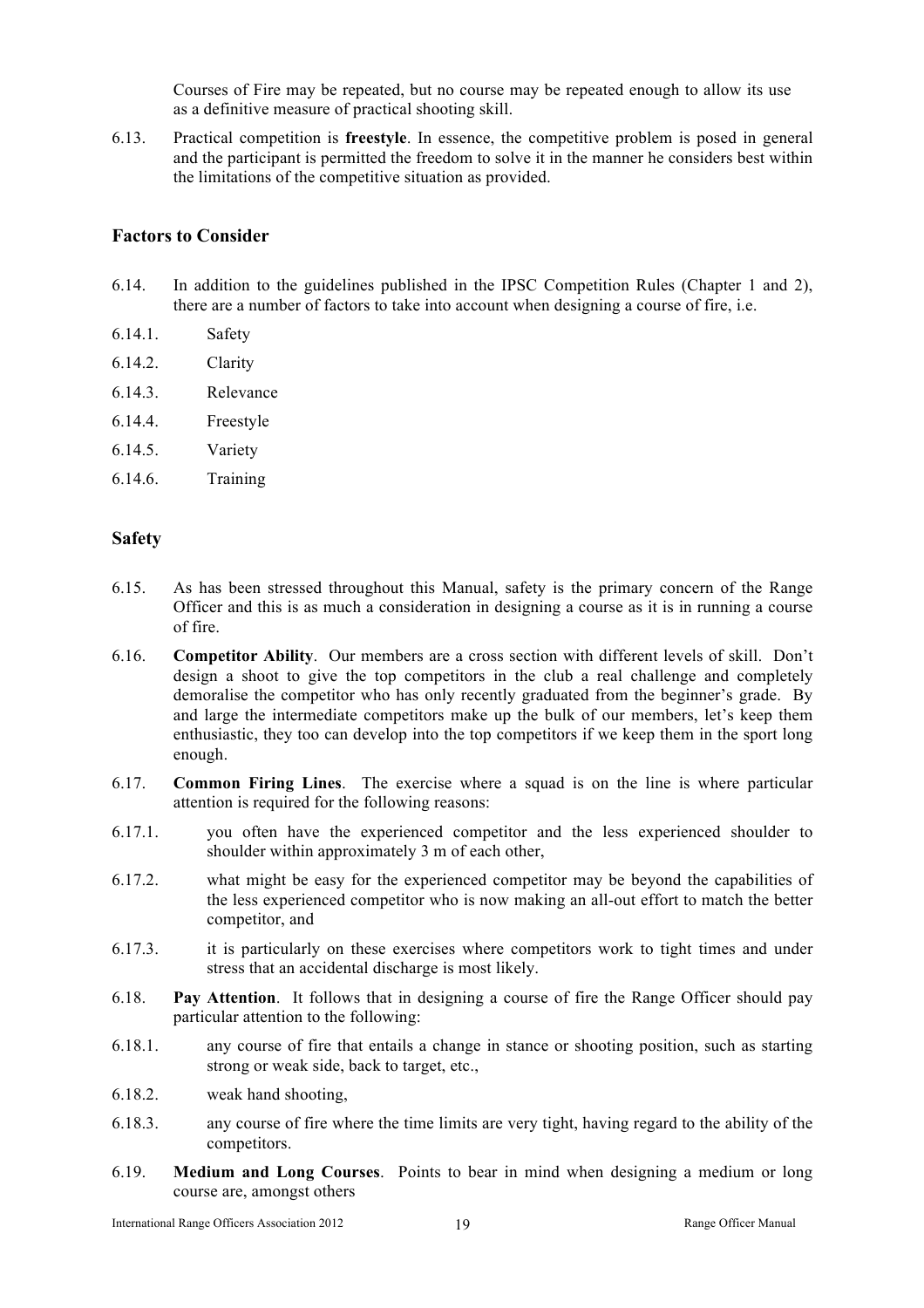Courses of Fire may be repeated, but no course may be repeated enough to allow its use as a definitive measure of practical shooting skill.

6.13. Practical competition is **freestyle**. In essence, the competitive problem is posed in general and the participant is permitted the freedom to solve it in the manner he considers best within the limitations of the competitive situation as provided.

## Factors to Consider

6.14. In addition to the guidelines published in the IPSC Competition Rules (Chapter 1 and 2), there are a number of factors to take into account when designing a course of fire, i.e.

6.14.1. Safety

6.14.2. Clarity

6.14.3. Relevance

6.14.4. Freestyle

6.14.5. Variety

6.14.6. Training

## Safety

6.15. As has been stressed throughout this Manual, safety is the primary concern of the Range Officer and this is as much a consideration in designing a course as it is in running a course of fire.

6.16. **Competitor Ability**. Our members are a cross section with different levels of skill. Don't design a shoot to give the top competitors in the club a real challenge and completely demoralise the competitor who has only recently graduated from the beginner's grade. By and large the intermediate competitors make up the bulk of our members, let's keep them enthusiastic, they too can develop into the top competitors if we keep them in the sport long enough.

6.17. **Common Firing Lines**. The exercise where a squad is on the line is where particular attention is required for the following reasons:

6.17.1. you often have the experienced competitor and the less experienced shoulder to shoulder within approximately 3 m of each other,

6.17.2. what might be easy for the experienced competitor may be beyond the capabilities of the less experienced competitor who is now making an all-out effort to match the better competitor, and

6.17.3. it is particularly on these exercises where competitors work to tight times and under stress that an accidental discharge is most likely.

6.18. **Pay Attention**. It follows that in designing a course of fire the Range Officer should pay particular attention to the following:

6.18.1. any course of fire that entails a change in stance or shooting position, such as starting strong or weak side, back to target, etc.,

6.18.2. weak hand shooting,

6.18.3. any course of fire where the time limits are very tight, having regard to the ability of the competitors.

6.19. **Medium and Long Courses**. Points to bear in mind when designing a medium or long course are, amongst others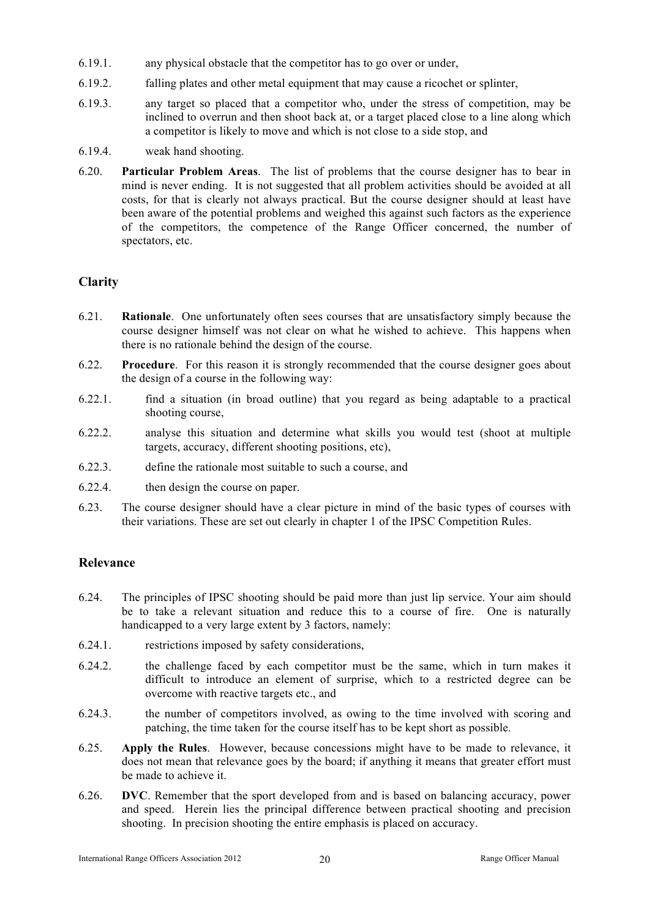6.19.1. any physical obstacle that the competitor has to go over or under,

6.19.2. falling plates and other metal equipment that may cause a ricochet or splinter,

6.19.3. any target so placed that a competitor who, under the stress of competition, may be inclined to overrun and then shoot back at, or a target placed close to a line along which a competitor is likely to move and which is not close to a side stop, and

6.19.4. weak hand shooting.

6.20. **Particular Problem Areas**. The list of problems that the course designer has to bear in mind is never ending. It is not suggested that all problem activities should be avoided at all costs, for that is clearly not always practical. But the course designer should at least have been aware of the potential problems and weighed this against such factors as the experience of the competitors, the competence of the Range Officer concerned, the number of spectators, etc.

## Clarity

6.21. **Rationale**. One unfortunately often sees courses that are unsatisfactory simply because the course designer himself was not clear on what he wished to achieve. This happens when there is no rationale behind the design of the course.

6.22. **Procedure**. For this reason it is strongly recommended that the course designer goes about the design of a course in the following way:

6.22.1. find a situation (in broad outline) that you regard as being adaptable to a practical shooting course,

6.22.2. analyse this situation and determine what skills you would test (shoot at multiple targets, accuracy, different shooting positions, etc),

6.22.3. define the rationale most suitable to such a course, and

6.22.4. then design the course on paper.

6.23. The course designer should have a clear picture in mind of the basic types of courses with their variations. These are set out clearly in chapter 1 of the IPSC Competition Rules.

## Relevance

6.24. The principles of IPSC shooting should be paid more than just lip service. Your aim should be to take a relevant situation and reduce this to a course of fire. One is naturally handicapped to a very large extent by 3 factors, namely:

6.24.1. restrictions imposed by safety considerations,

6.24.2. the challenge faced by each competitor must be the same, which in turn makes it difficult to introduce an element of surprise, which to a restricted degree can be overcome with reactive targets etc., and

6.24.3. the number of competitors involved, as owing to the time involved with scoring and patching, the time taken for the course itself has to be kept short as possible.

6.25. **Apply the Rules**. However, because concessions might have to be made to relevance, it does not mean that relevance goes by the board; if anything it means that greater effort must be made to achieve it.

6.26. **DVC**. Remember that the sport developed from and is based on balancing accuracy, power and speed. Herein lies the principal difference between practical shooting and precision shooting. In precision shooting the entire emphasis is placed on accuracy.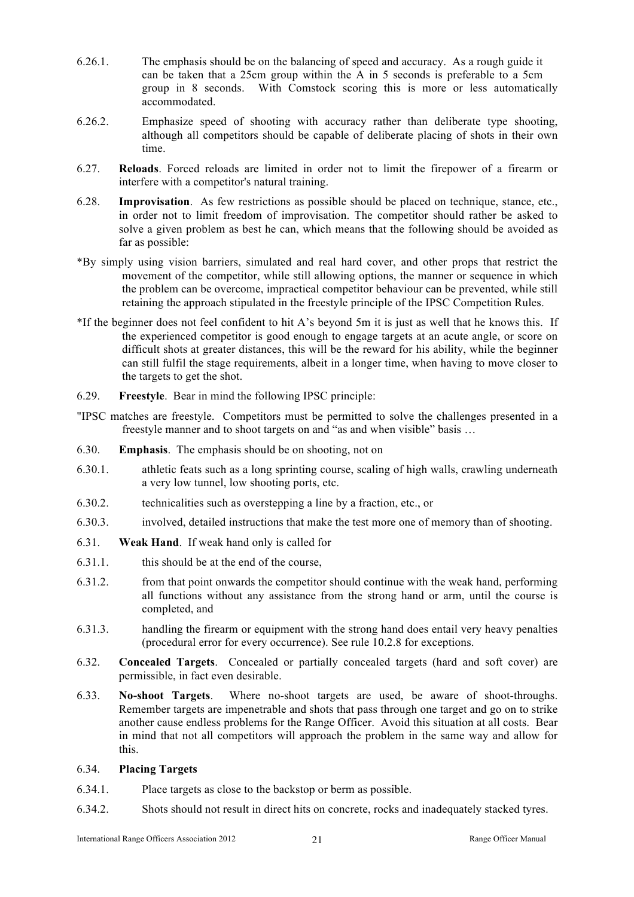6.26.1. The emphasis should be on the balancing of speed and accuracy. As a rough guide it can be taken that a 25cm group within the A in 5 seconds is preferable to a 5cm group in 8 seconds. With Comstock scoring this is more or less automatically accommodated.

6.26.2. Emphasize speed of shooting with accuracy rather than deliberate type shooting, although all competitors should be capable of deliberate placing of shots in their own time.

6.27. **Reloads**. Forced reloads are limited in order not to limit the firepower of a firearm or interfere with a competitor's natural training.

6.28. **Improvisation**. As few restrictions as possible should be placed on technique, stance, etc., in order not to limit freedom of improvisation. The competitor should rather be asked to solve a given problem as best he can, which means that the following should be avoided as far as possible:

*By simply using vision barriers, simulated and real hard cover, and other props that restrict the movement of the competitor, while still allowing options, the manner or sequence in which the problem can be overcome, impractical competitor behaviour can be prevented, while still retaining the approach stipulated in the freestyle principle of the IPSC Competition Rules.

*If the beginner does not feel confident to hit A's beyond 5m it is just as well that he knows this. If the experienced competitor is good enough to engage targets at an acute angle, or score on difficult shots at greater distances, this will be the reward for his ability, while the beginner can still fulfil the stage requirements, albeit in a longer time, when having to move closer to the targets to get the shot.

6.29. **Freestyle**. Bear in mind the following IPSC principle:

"IPSC matches are freestyle. Competitors must be permitted to solve the challenges presented in a freestyle manner and to shoot targets on and "as and when visible" basis …

6.30. **Emphasis**. The emphasis should be on shooting, not on

6.30.1. athletic feats such as a long sprinting course, scaling of high walls, crawling underneath a very low tunnel, low shooting ports, etc.

6.30.2. technicalities such as overstepping a line by a fraction, etc., or

6.30.3. involved, detailed instructions that make the test more one of memory than of shooting.

6.31. **Weak Hand**. If weak hand only is called for

6.31.1. this should be at the end of the course,

6.31.2. from that point onwards the competitor should continue with the weak hand, performing all functions without any assistance from the strong hand or arm, until the course is completed, and

6.31.3. handling the firearm or equipment with the strong hand does entail very heavy penalties (procedural error for every occurrence). See rule 10.2.8 for exceptions.

6.32. **Concealed Targets**. Concealed or partially concealed targets (hard and soft cover) are permissible, in fact even desirable.

6.33. **No-shoot Targets**. Where no-shoot targets are used, be aware of shoot-throughs. Remember targets are impenetrable and shots that pass through one target and go on to strike another cause endless problems for the Range Officer. Avoid this situation at all costs. Bear in mind that not all competitors will approach the problem in the same way and allow for this.

6.34. **Placing Targets**

6.34.1. Place targets as close to the backstop or berm as possible.

6.34.2. Shots should not result in direct hits on concrete, rocks and inadequately stacked tyres.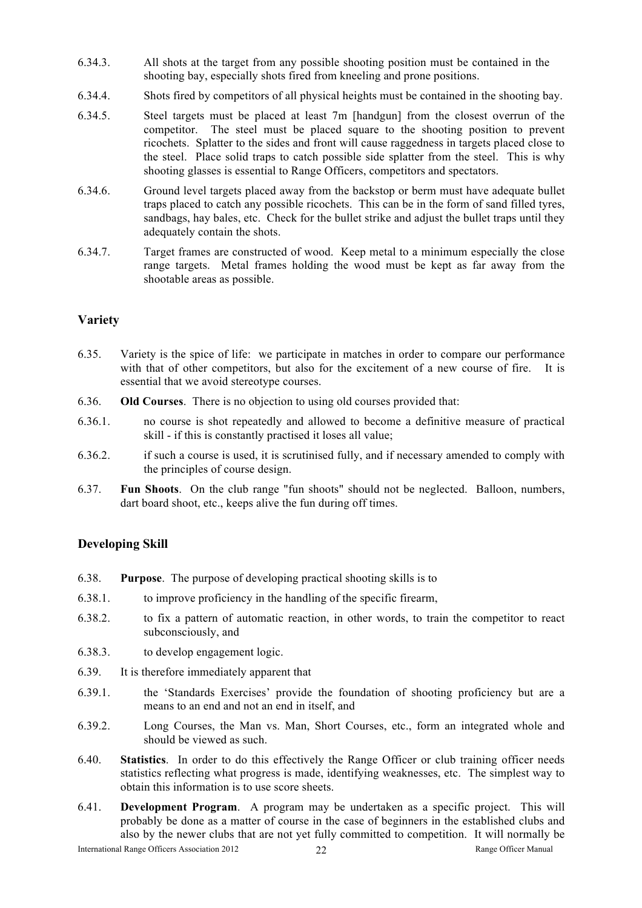6.34.3. All shots at the target from any possible shooting position must be contained in the shooting bay, especially shots fired from kneeling and prone positions.

6.34.4. Shots fired by competitors of all physical heights must be contained in the shooting bay.

6.34.5. Steel targets must be placed at least 7m [handgun] from the closest overrun of the competitor. The steel must be placed square to the shooting position to prevent ricochets. Splatter to the sides and front will cause raggedness in targets placed close to the steel. Place solid traps to catch possible side splatter from the steel. This is why shooting glasses is essential to Range Officers, competitors and spectators.

6.34.6. Ground level targets placed away from the backstop or berm must have adequate bullet traps placed to catch any possible ricochets. This can be in the form of sand filled tyres, sandbags, hay bales, etc. Check for the bullet strike and adjust the bullet traps until they adequately contain the shots.

6.34.7. Target frames are constructed of wood. Keep metal to a minimum especially the close range targets. Metal frames holding the wood must be kept as far away from the shootable areas as possible.

## Variety

6.35. Variety is the spice of life: we participate in matches in order to compare our performance with that of other competitors, but also for the excitement of a new course of fire. It is essential that we avoid stereotype courses.

6.36. **Old Courses**. There is no objection to using old courses provided that:

6.36.1. no course is shot repeatedly and allowed to become a definitive measure of practical skill - if this is constantly practised it loses all value;

6.36.2. if such a course is used, it is scrutinised fully, and if necessary amended to comply with the principles of course design.

6.37. **Fun Shoots**. On the club range "fun shoots" should not be neglected. Balloon, numbers, dart board shoot, etc., keeps alive the fun during off times.

## Developing Skill

6.38. **Purpose**. The purpose of developing practical shooting skills is to

6.38.1. to improve proficiency in the handling of the specific firearm,

6.38.2. to fix a pattern of automatic reaction, in other words, to train the competitor to react subconsciously, and

6.38.3. to develop engagement logic.

6.39. It is therefore immediately apparent that

6.39.1. the 'Standards Exercises' provide the foundation of shooting proficiency but are a means to an end and not an end in itself, and

6.39.2. Long Courses, the Man vs. Man, Short Courses, etc., form an integrated whole and should be viewed as such.

6.40. **Statistics**. In order to do this effectively the Range Officer or club training officer needs statistics reflecting what progress is made, identifying weaknesses, etc. The simplest way to obtain this information is to use score sheets.

6.41. **Development Program**. A program may be undertaken as a specific project. This will probably be done as a matter of course in the case of beginners in the established clubs and also by the newer clubs that are not yet fully committed to competition. It will normally be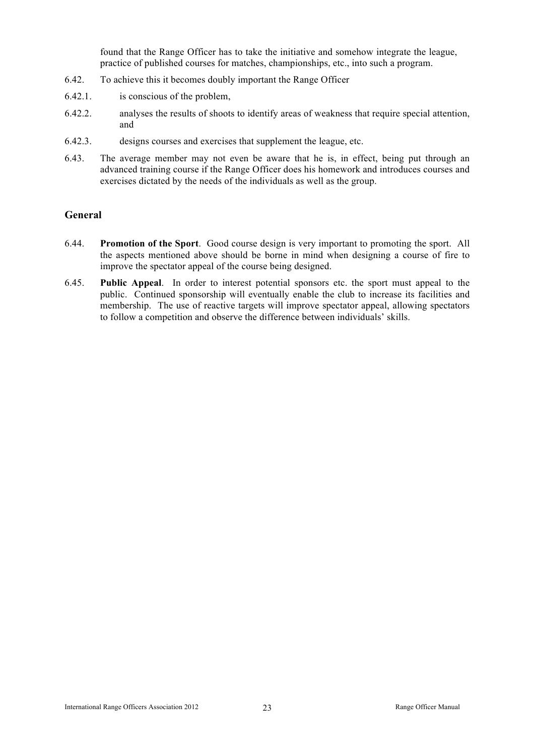found that the Range Officer has to take the initiative and somehow integrate the league, practice of published courses for matches, championships, etc., into such a program.

6.42. To achieve this it becomes doubly important the Range Officer

6.42.1. is conscious of the problem,

6.42.2. analyses the results of shoots to identify areas of weakness that require special attention, and

6.42.3. designs courses and exercises that supplement the league, etc.

6.43. The average member may not even be aware that he is, in effect, being put through an advanced training course if the Range Officer does his homework and introduces courses and exercises dictated by the needs of the individuals as well as the group.

## General

6.44. **Promotion of the Sport**. Good course design is very important to promoting the sport. All the aspects mentioned above should be borne in mind when designing a course of fire to improve the spectator appeal of the course being designed.

6.45. **Public Appeal**. In order to interest potential sponsors etc. the sport must appeal to the public. Continued sponsorship will eventually enable the club to increase its facilities and membership. The use of reactive targets will improve spectator appeal, allowing spectators to follow a competition and observe the difference between individuals' skills.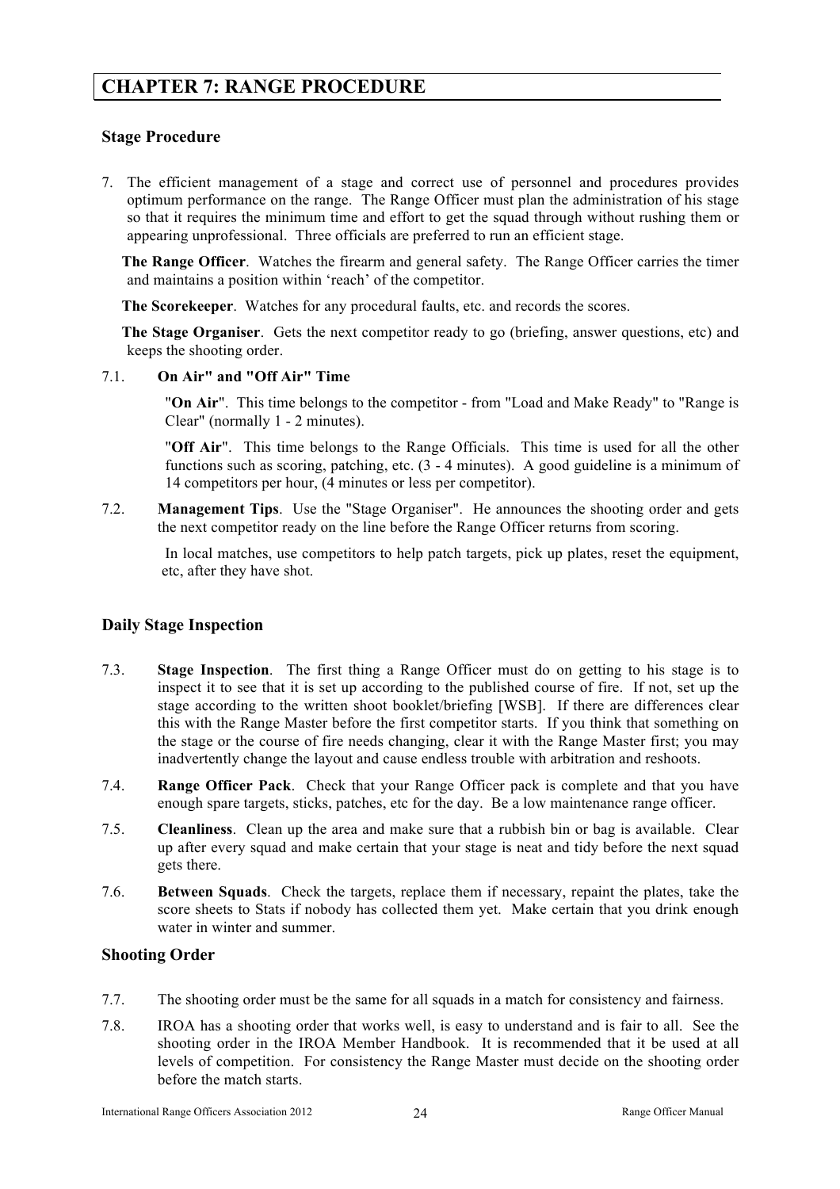# CHAPTER 7: RANGE PROCEDURE

## Stage Procedure

7. The efficient management of a stage and correct use of personnel and procedures provides optimum performance on the range. The Range Officer must plan the administration of his stage so that it requires the minimum time and effort to get the squad through without rushing them or appearing unprofessional. Three officials are preferred to run an efficient stage.

**The Range Officer**. Watches the firearm and general safety. The Range Officer carries the timer and maintains a position within 'reach' of the competitor.

**The Scorekeeper**. Watches for any procedural faults, etc. and records the scores.

**The Stage Organiser**. Gets the next competitor ready to go (briefing, answer questions, etc) and keeps the shooting order.

7.1. **On Air" and "Off Air" Time**

"**On Air**". This time belongs to the competitor - from "Load and Make Ready" to "Range is Clear" (normally 1 - 2 minutes).

"**Off Air**". This time belongs to the Range Officials. This time is used for all the other functions such as scoring, patching, etc. (3 - 4 minutes). A good guideline is a minimum of 14 competitors per hour, (4 minutes or less per competitor).

7.2. **Management Tips**. Use the "Stage Organiser". He announces the shooting order and gets the next competitor ready on the line before the Range Officer returns from scoring.

In local matches, use competitors to help patch targets, pick up plates, reset the equipment, etc, after they have shot.

## Daily Stage Inspection

7.3. **Stage Inspection**. The first thing a Range Officer must do on getting to his stage is to inspect it to see that it is set up according to the published course of fire. If not, set up the stage according to the written shoot booklet/briefing [WSB]. If there are differences clear this with the Range Master before the first competitor starts. If you think that something on the stage or the course of fire needs changing, clear it with the Range Master first; you may inadvertently change the layout and cause endless trouble with arbitration and reshoots.

7.4. **Range Officer Pack**. Check that your Range Officer pack is complete and that you have enough spare targets, sticks, patches, etc for the day. Be a low maintenance range officer.

7.5. **Cleanliness**. Clean up the area and make sure that a rubbish bin or bag is available. Clear up after every squad and make certain that your stage is neat and tidy before the next squad gets there.

7.6. **Between Squads**. Check the targets, replace them if necessary, repaint the plates, take the score sheets to Stats if nobody has collected them yet. Make certain that you drink enough water in winter and summer.

## Shooting Order

7.7. The shooting order must be the same for all squads in a match for consistency and fairness.

7.8. IROA has a shooting order that works well, is easy to understand and is fair to all. See the shooting order in the IROA Member Handbook. It is recommended that it be used at all levels of competition. For consistency the Range Master must decide on the shooting order before the match starts.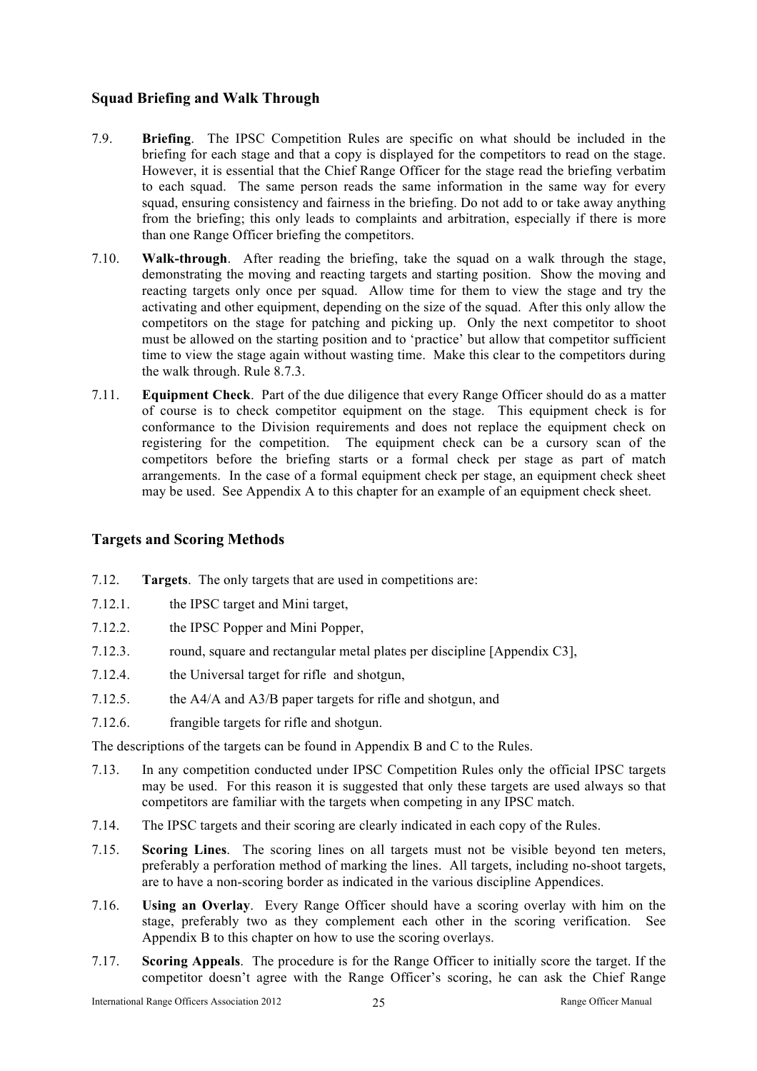## Squad Briefing and Walk Through

7.9. **Briefing**. The IPSC Competition Rules are specific on what should be included in the briefing for each stage and that a copy is displayed for the competitors to read on the stage. However, it is essential that the Chief Range Officer for the stage read the briefing verbatim to each squad. The same person reads the same information in the same way for every squad, ensuring consistency and fairness in the briefing. Do not add to or take away anything from the briefing; this only leads to complaints and arbitration, especially if there is more than one Range Officer briefing the competitors.

7.10. **Walk-through**. After reading the briefing, take the squad on a walk through the stage, demonstrating the moving and reacting targets and starting position. Show the moving and reacting targets only once per squad. Allow time for them to view the stage and try the activating and other equipment, depending on the size of the squad. After this only allow the competitors on the stage for patching and picking up. Only the next competitor to shoot must be allowed on the starting position and to 'practice' but allow that competitor sufficient time to view the stage again without wasting time. Make this clear to the competitors during the walk through. Rule 8.7.3.

7.11. **Equipment Check**. Part of the due diligence that every Range Officer should do as a matter of course is to check competitor equipment on the stage. This equipment check is for conformance to the Division requirements and does not replace the equipment check on registering for the competition. The equipment check can be a cursory scan of the competitors before the briefing starts or a formal check per stage as part of match arrangements. In the case of a formal equipment check per stage, an equipment check sheet may be used. See Appendix A to this chapter for an example of an equipment check sheet.

## Targets and Scoring Methods

7.12. **Targets**. The only targets that are used in competitions are:

7.12.1. the IPSC target and Mini target,

7.12.2. the IPSC Popper and Mini Popper,

7.12.3. round, square and rectangular metal plates per discipline [Appendix C3],

7.12.4. the Universal target for rifle and shotgun,

7.12.5. the A4/A and A3/B paper targets for rifle and shotgun, and

7.12.6. frangible targets for rifle and shotgun.

The descriptions of the targets can be found in Appendix B and C to the Rules.

7.13. In any competition conducted under IPSC Competition Rules only the official IPSC targets may be used. For this reason it is suggested that only these targets are used always so that competitors are familiar with the targets when competing in any IPSC match.

7.14. The IPSC targets and their scoring are clearly indicated in each copy of the Rules.

7.15. **Scoring Lines**. The scoring lines on all targets must not be visible beyond ten meters, preferably a perforation method of marking the lines. All targets, including no-shoot targets, are to have a non-scoring border as indicated in the various discipline Appendices.

7.16. **Using an Overlay**. Every Range Officer should have a scoring overlay with him on the stage, preferably two as they complement each other in the scoring verification. See Appendix B to this chapter on how to use the scoring overlays.

7.17. **Scoring Appeals**. The procedure is for the Range Officer to initially score the target. If the competitor doesn't agree with the Range Officer's scoring, he can ask the Chief Range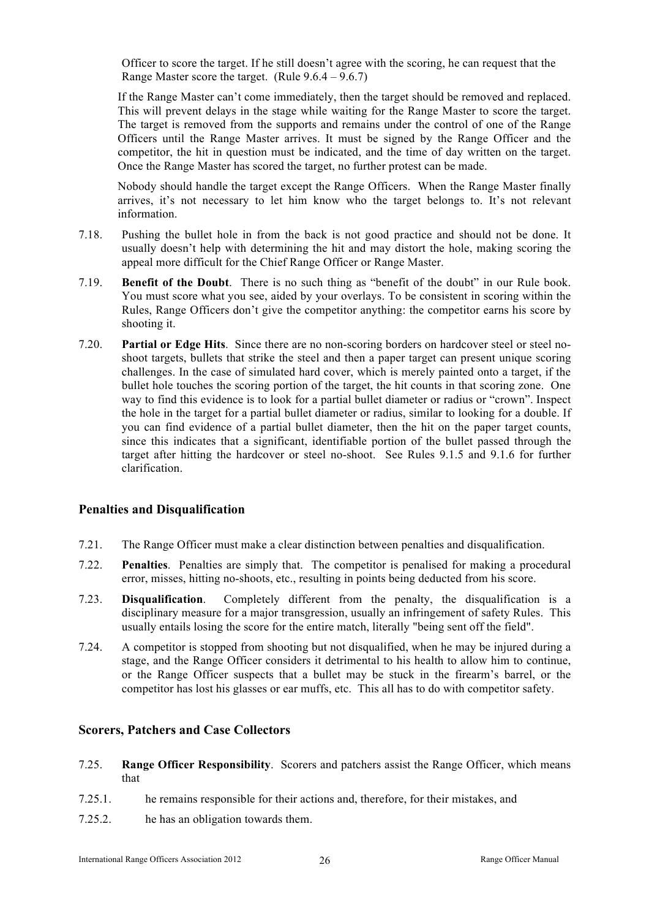Officer to score the target. If he still doesn't agree with the scoring, he can request that the Range Master score the target. (Rule 9.6.4 – 9.6.7)

If the Range Master can't come immediately, then the target should be removed and replaced. This will prevent delays in the stage while waiting for the Range Master to score the target. The target is removed from the supports and remains under the control of one of the Range Officers until the Range Master arrives. It must be signed by the Range Officer and the competitor, the hit in question must be indicated, and the time of day written on the target. Once the Range Master has scored the target, no further protest can be made.

Nobody should handle the target except the Range Officers. When the Range Master finally arrives, it's not necessary to let him know who the target belongs to. It's not relevant information.

7.18. Pushing the bullet hole in from the back is not good practice and should not be done. It usually doesn't help with determining the hit and may distort the hole, making scoring the appeal more difficult for the Chief Range Officer or Range Master.

7.19. **Benefit of the Doubt**. There is no such thing as "benefit of the doubt" in our Rule book. You must score what you see, aided by your overlays. To be consistent in scoring within the Rules, Range Officers don't give the competitor anything: the competitor earns his score by shooting it.

7.20. **Partial or Edge Hits**. Since there are no non-scoring borders on hardcover steel or steel no-shoot targets, bullets that strike the steel and then a paper target can present unique scoring challenges. In the case of simulated hard cover, which is merely painted onto a target, if the bullet hole touches the scoring portion of the target, the hit counts in that scoring zone. One way to find this evidence is to look for a partial bullet diameter or radius or "crown". Inspect the hole in the target for a partial bullet diameter or radius, similar to looking for a double. If you can find evidence of a partial bullet diameter, then the hit on the paper target counts, since this indicates that a significant, identifiable portion of the bullet passed through the target after hitting the hardcover or steel no-shoot. See Rules 9.1.5 and 9.1.6 for further clarification.

### Penalties and Disqualification

7.21. The Range Officer must make a clear distinction between penalties and disqualification.

7.22. **Penalties**. Penalties are simply that. The competitor is penalised for making a procedural error, misses, hitting no-shoots, etc., resulting in points being deducted from his score.

7.23. **Disqualification**. Completely different from the penalty, the disqualification is a disciplinary measure for a major transgression, usually an infringement of safety Rules. This usually entails losing the score for the entire match, literally "being sent off the field".

7.24. A competitor is stopped from shooting but not disqualified, when he may be injured during a stage, and the Range Officer considers it detrimental to his health to allow him to continue, or the Range Officer suspects that a bullet may be stuck in the firearm's barrel, or the competitor has lost his glasses or ear muffs, etc. This all has to do with competitor safety.

### Scorers, Patchers and Case Collectors

7.25. **Range Officer Responsibility**. Scorers and patchers assist the Range Officer, which means that

7.25.1. he remains responsible for their actions and, therefore, for their mistakes, and

7.25.2. he has an obligation towards them.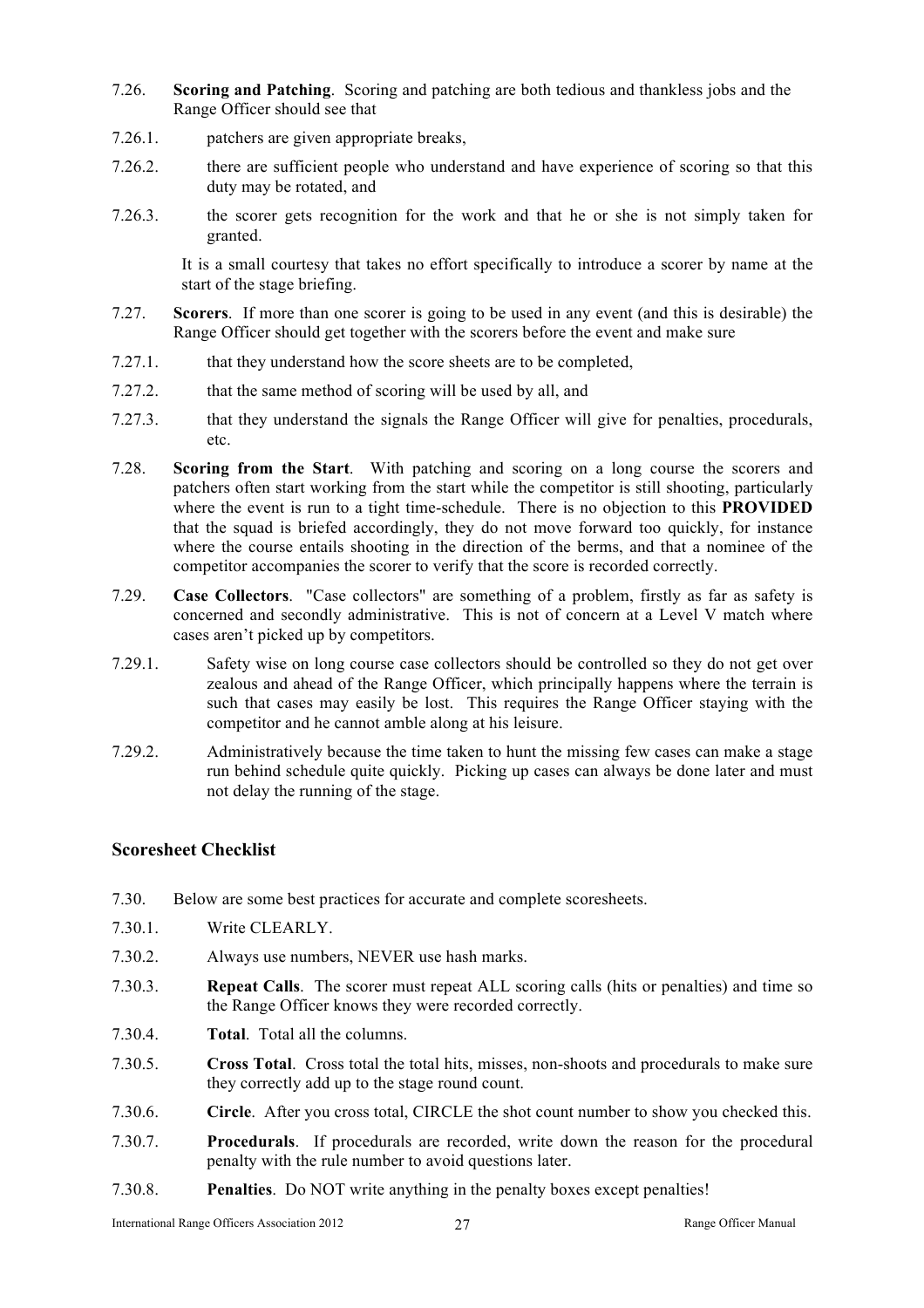7.26. **Scoring and Patching**. Scoring and patching are both tedious and thankless jobs and the Range Officer should see that

7.26.1. patchers are given appropriate breaks,

7.26.2. there are sufficient people who understand and have experience of scoring so that this duty may be rotated, and

7.26.3. the scorer gets recognition for the work and that he or she is not simply taken for granted.

It is a small courtesy that takes no effort specifically to introduce a scorer by name at the start of the stage briefing.

7.27. **Scorers**. If more than one scorer is going to be used in any event (and this is desirable) the Range Officer should get together with the scorers before the event and make sure

7.27.1. that they understand how the score sheets are to be completed,

7.27.2. that the same method of scoring will be used by all, and

7.27.3. that they understand the signals the Range Officer will give for penalties, procedurals, etc.

7.28. **Scoring from the Start**. With patching and scoring on a long course the scorers and patchers often start working from the start while the competitor is still shooting, particularly where the event is run to a tight time-schedule. There is no objection to this **PROVIDED** that the squad is briefed accordingly, they do not move forward too quickly, for instance where the course entails shooting in the direction of the berms, and that a nominee of the competitor accompanies the scorer to verify that the score is recorded correctly.

7.29. **Case Collectors**. "Case collectors" are something of a problem, firstly as far as safety is concerned and secondly administrative. This is not of concern at a Level V match where cases aren't picked up by competitors.

7.29.1. Safety wise on long course case collectors should be controlled so they do not get over zealous and ahead of the Range Officer, which principally happens where the terrain is such that cases may easily be lost. This requires the Range Officer staying with the competitor and he cannot amble along at his leisure.

7.29.2. Administratively because the time taken to hunt the missing few cases can make a stage run behind schedule quite quickly. Picking up cases can always be done later and must not delay the running of the stage.

## Scoresheet Checklist

7.30. Below are some best practices for accurate and complete scoresheets.

7.30.1. Write CLEARLY.

7.30.2. Always use numbers, NEVER use hash marks.

7.30.3. **Repeat Calls**. The scorer must repeat ALL scoring calls (hits or penalties) and time so the Range Officer knows they were recorded correctly.

7.30.4. **Total**. Total all the columns.

7.30.5. **Cross Total**. Cross total the total hits, misses, non-shoots and procedurals to make sure they correctly add up to the stage round count.

7.30.6. **Circle**. After you cross total, CIRCLE the shot count number to show you checked this.

7.30.7. **Procedurals**. If procedurals are recorded, write down the reason for the procedural penalty with the rule number to avoid questions later.

7.30.8. **Penalties**. Do NOT write anything in the penalty boxes except penalties!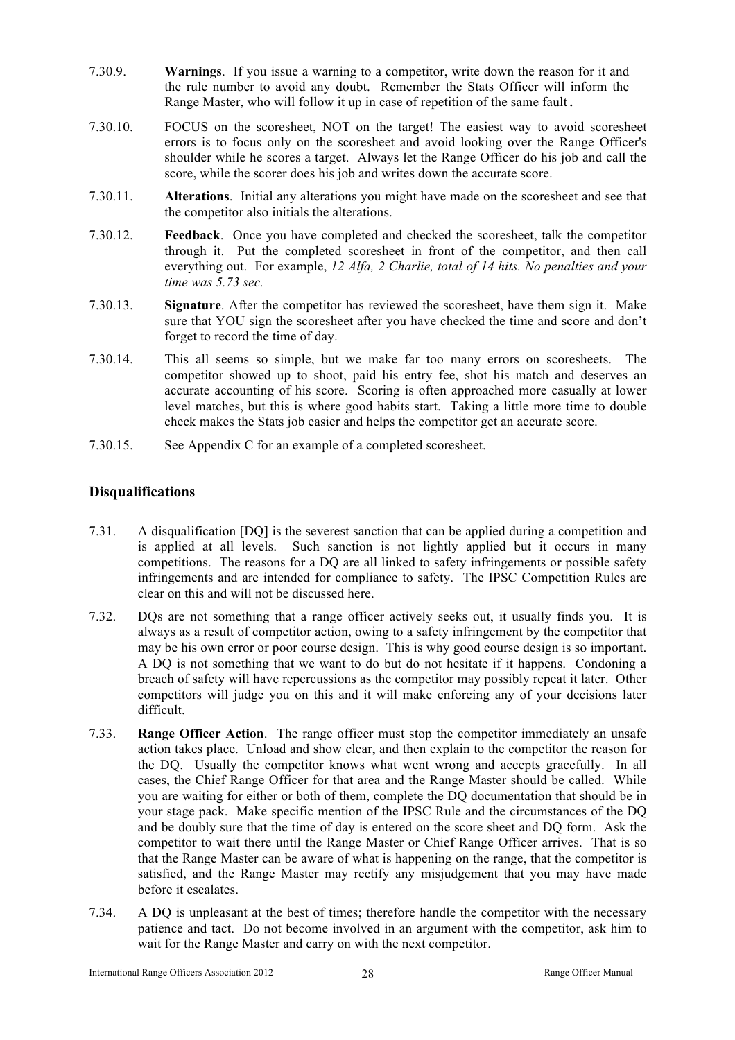7.30.9. **Warnings**. If you issue a warning to a competitor, write down the reason for it and the rule number to avoid any doubt. Remember the Stats Officer will inform the Range Master, who will follow it up in case of repetition of the same fault**.**

7.30.10. FOCUS on the scoresheet, NOT on the target! The easiest way to avoid scoresheet errors is to focus only on the scoresheet and avoid looking over the Range Officer's shoulder while he scores a target. Always let the Range Officer do his job and call the score, while the scorer does his job and writes down the accurate score.

7.30.11. **Alterations**. Initial any alterations you might have made on the scoresheet and see that the competitor also initials the alterations.

7.30.12. **Feedback**. Once you have completed and checked the scoresheet, talk the competitor through it. Put the completed scoresheet in front of the competitor, and then call everything out. For example, *12 Alfa, 2 Charlie, total of 14 hits. No penalties and your time was 5.73 sec.*

7.30.13. **Signature**. After the competitor has reviewed the scoresheet, have them sign it. Make sure that YOU sign the scoresheet after you have checked the time and score and don't forget to record the time of day.

7.30.14. This all seems so simple, but we make far too many errors on scoresheets. The competitor showed up to shoot, paid his entry fee, shot his match and deserves an accurate accounting of his score. Scoring is often approached more casually at lower level matches, but this is where good habits start. Taking a little more time to double check makes the Stats job easier and helps the competitor get an accurate score.

7.30.15. See Appendix C for an example of a completed scoresheet.

## Disqualifications

7.31. A disqualification [DQ] is the severest sanction that can be applied during a competition and is applied at all levels. Such sanction is not lightly applied but it occurs in many competitions. The reasons for a DQ are all linked to safety infringements or possible safety infringements and are intended for compliance to safety. The IPSC Competition Rules are clear on this and will not be discussed here.

7.32. DQs are not something that a range officer actively seeks out, it usually finds you. It is always as a result of competitor action, owing to a safety infringement by the competitor that may be his own error or poor course design. This is why good course design is so important. A DQ is not something that we want to do but do not hesitate if it happens. Condoning a breach of safety will have repercussions as the competitor may possibly repeat it later. Other competitors will judge you on this and it will make enforcing any of your decisions later difficult.

7.33. **Range Officer Action**. The range officer must stop the competitor immediately an unsafe action takes place. Unload and show clear, and then explain to the competitor the reason for the DQ. Usually the competitor knows what went wrong and accepts gracefully. In all cases, the Chief Range Officer for that area and the Range Master should be called. While you are waiting for either or both of them, complete the DQ documentation that should be in your stage pack. Make specific mention of the IPSC Rule and the circumstances of the DQ and be doubly sure that the time of day is entered on the score sheet and DQ form. Ask the competitor to wait there until the Range Master or Chief Range Officer arrives. That is so that the Range Master can be aware of what is happening on the range, that the competitor is satisfied, and the Range Master may rectify any misjudgement that you may have made before it escalates.

7.34. A DQ is unpleasant at the best of times; therefore handle the competitor with the necessary patience and tact. Do not become involved in an argument with the competitor, ask him to wait for the Range Master and carry on with the next competitor.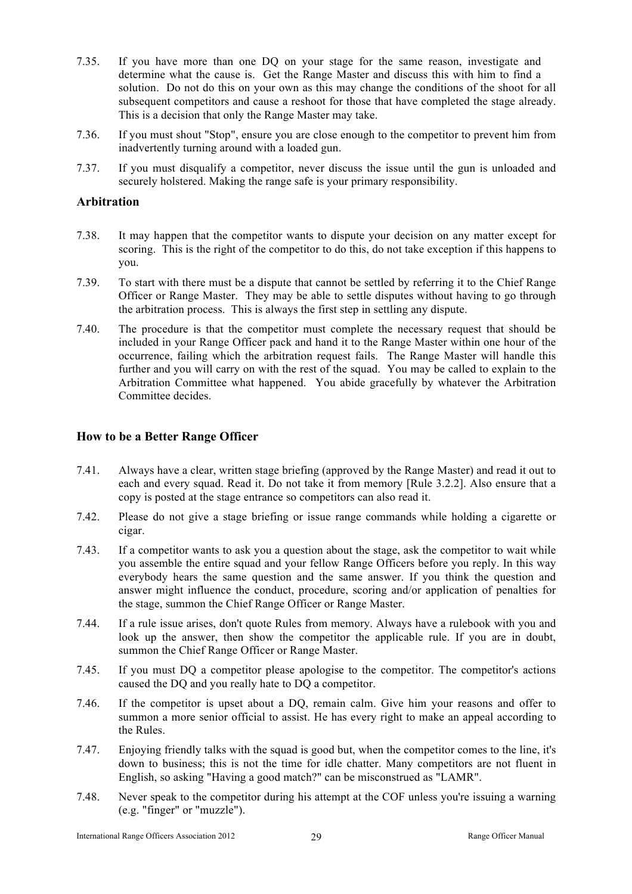7.35. If you have more than one DQ on your stage for the same reason, investigate and determine what the cause is. Get the Range Master and discuss this with him to find a solution. Do not do this on your own as this may change the conditions of the shoot for all subsequent competitors and cause a reshoot for those that have completed the stage already. This is a decision that only the Range Master may take.

7.36. If you must shout "Stop", ensure you are close enough to the competitor to prevent him from inadvertently turning around with a loaded gun.

7.37. If you must disqualify a competitor, never discuss the issue until the gun is unloaded and securely holstered. Making the range safe is your primary responsibility.

### Arbitration

7.38. It may happen that the competitor wants to dispute your decision on any matter except for scoring. This is the right of the competitor to do this, do not take exception if this happens to you.

7.39. To start with there must be a dispute that cannot be settled by referring it to the Chief Range Officer or Range Master. They may be able to settle disputes without having to go through the arbitration process. This is always the first step in settling any dispute.

7.40. The procedure is that the competitor must complete the necessary request that should be included in your Range Officer pack and hand it to the Range Master within one hour of the occurrence, failing which the arbitration request fails. The Range Master will handle this further and you will carry on with the rest of the squad. You may be called to explain to the Arbitration Committee what happened. You abide gracefully by whatever the Arbitration Committee decides.

### How to be a Better Range Officer

7.41. Always have a clear, written stage briefing (approved by the Range Master) and read it out to each and every squad. Read it. Do not take it from memory [Rule 3.2.2]. Also ensure that a copy is posted at the stage entrance so competitors can also read it.

7.42. Please do not give a stage briefing or issue range commands while holding a cigarette or cigar.

7.43. If a competitor wants to ask you a question about the stage, ask the competitor to wait while you assemble the entire squad and your fellow Range Officers before you reply. In this way everybody hears the same question and the same answer. If you think the question and answer might influence the conduct, procedure, scoring and/or application of penalties for the stage, summon the Chief Range Officer or Range Master.

7.44. If a rule issue arises, don't quote Rules from memory. Always have a rulebook with you and look up the answer, then show the competitor the applicable rule. If you are in doubt, summon the Chief Range Officer or Range Master.

7.45. If you must DQ a competitor please apologise to the competitor. The competitor's actions caused the DQ and you really hate to DQ a competitor.

7.46. If the competitor is upset about a DQ, remain calm. Give him your reasons and offer to summon a more senior official to assist. He has every right to make an appeal according to the Rules.

7.47. Enjoying friendly talks with the squad is good but, when the competitor comes to the line, it's down to business; this is not the time for idle chatter. Many competitors are not fluent in English, so asking "Having a good match?" can be misconstrued as "LAMR".

7.48. Never speak to the competitor during his attempt at the COF unless you're issuing a warning (e.g. "finger" or "muzzle").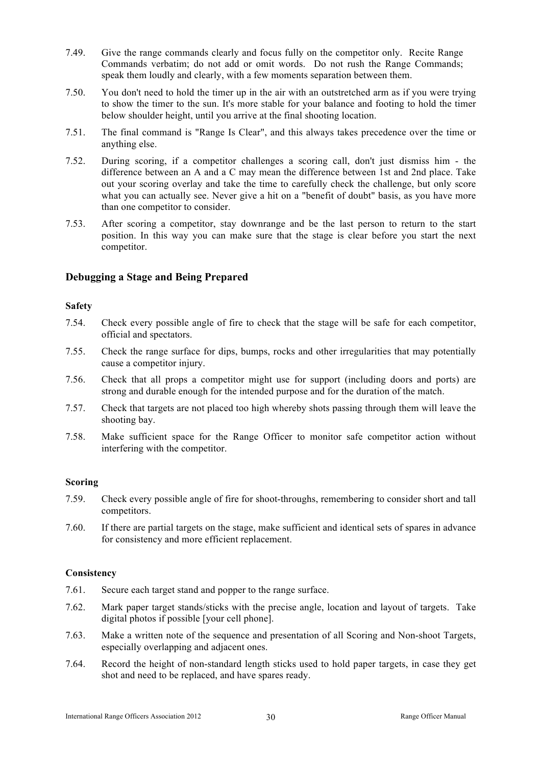7.49. Give the range commands clearly and focus fully on the competitor only. Recite Range Commands verbatim; do not add or omit words. Do not rush the Range Commands; speak them loudly and clearly, with a few moments separation between them.

7.50. You don't need to hold the timer up in the air with an outstretched arm as if you were trying to show the timer to the sun. It's more stable for your balance and footing to hold the timer below shoulder height, until you arrive at the final shooting location.

7.51. The final command is "Range Is Clear", and this always takes precedence over the time or anything else.

7.52. During scoring, if a competitor challenges a scoring call, don't just dismiss him - the difference between an A and a C may mean the difference between 1st and 2nd place. Take out your scoring overlay and take the time to carefully check the challenge, but only score what you can actually see. Never give a hit on a "benefit of doubt" basis, as you have more than one competitor to consider.

7.53. After scoring a competitor, stay downrange and be the last person to return to the start position. In this way you can make sure that the stage is clear before you start the next competitor.

## Debugging a Stage and Being Prepared

### Safety

7.54. Check every possible angle of fire to check that the stage will be safe for each competitor, official and spectators.

7.55. Check the range surface for dips, bumps, rocks and other irregularities that may potentially cause a competitor injury.

7.56. Check that all props a competitor might use for support (including doors and ports) are strong and durable enough for the intended purpose and for the duration of the match.

7.57. Check that targets are not placed too high whereby shots passing through them will leave the shooting bay.

7.58. Make sufficient space for the Range Officer to monitor safe competitor action without interfering with the competitor.

### Scoring

7.59. Check every possible angle of fire for shoot-throughs, remembering to consider short and tall competitors.

7.60. If there are partial targets on the stage, make sufficient and identical sets of spares in advance for consistency and more efficient replacement.

### Consistency

7.61. Secure each target stand and popper to the range surface.

7.62. Mark paper target stands/sticks with the precise angle, location and layout of targets. Take digital photos if possible [your cell phone].

7.63. Make a written note of the sequence and presentation of all Scoring and Non-shoot Targets, especially overlapping and adjacent ones.

7.64. Record the height of non-standard length sticks used to hold paper targets, in case they get shot and need to be replaced, and have spares ready.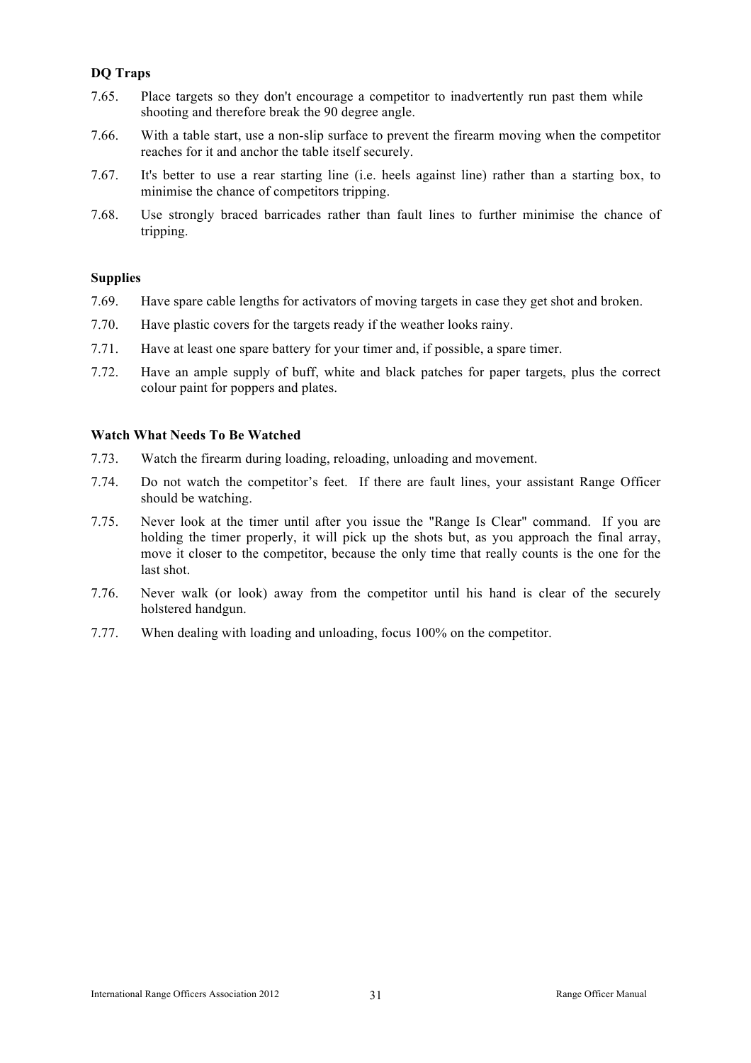**DQ Traps**

7.65. Place targets so they don't encourage a competitor to inadvertently run past them while shooting and therefore break the 90 degree angle.

7.66. With a table start, use a non-slip surface to prevent the firearm moving when the competitor reaches for it and anchor the table itself securely.

7.67. It's better to use a rear starting line (i.e. heels against line) rather than a starting box, to minimise the chance of competitors tripping.

7.68. Use strongly braced barricades rather than fault lines to further minimise the chance of tripping.

**Supplies**

7.69. Have spare cable lengths for activators of moving targets in case they get shot and broken.

7.70. Have plastic covers for the targets ready if the weather looks rainy.

7.71. Have at least one spare battery for your timer and, if possible, a spare timer.

7.72. Have an ample supply of buff, white and black patches for paper targets, plus the correct colour paint for poppers and plates.

**Watch What Needs To Be Watched**

7.73. Watch the firearm during loading, reloading, unloading and movement.

7.74. Do not watch the competitor's feet. If there are fault lines, your assistant Range Officer should be watching.

7.75. Never look at the timer until after you issue the "Range Is Clear" command. If you are holding the timer properly, it will pick up the shots but, as you approach the final array, move it closer to the competitor, because the only time that really counts is the one for the last shot.

7.76. Never walk (or look) away from the competitor until his hand is clear of the securely holstered handgun.

7.77. When dealing with loading and unloading, focus 100% on the competitor.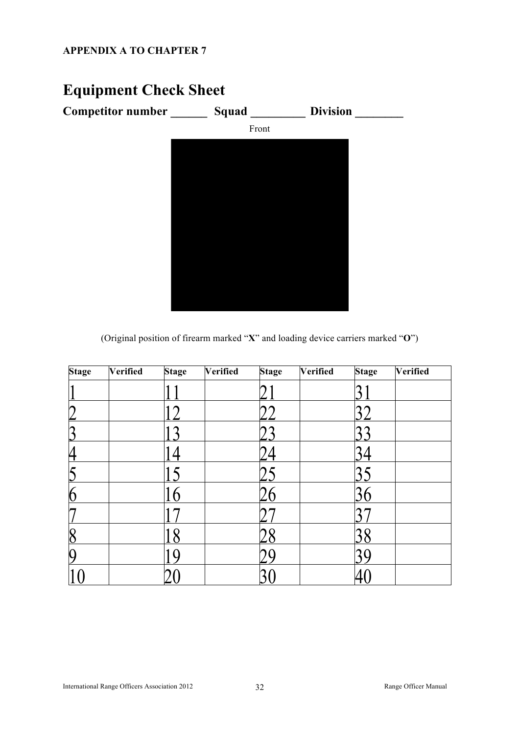**APPENDIX A TO CHAPTER 7**

# Equipment Check Sheet

**Competitor number ______ Squad _________ Division ________**

Front

(Original position of firearm marked "**X**" and loading device carriers marked "**O**")

| Stage | Verified | Stage | Verified | Stage | Verified | Stage | Verified |
|---|---|---|---|---|---|---|---|
| 1 | | 11 | | 21 | | 31 | |
| 2 | | 12 | | 22 | | 32 | |
| 3 | | 13 | | 23 | | 33 | |
| 4 | | 14 | | 24 | | 34 | |
| 5 | | 15 | | 25 | | 35 | |
| 6 | | 16 | | 26 | | 36 | |
| 7 | | 17 | | 27 | | 37 | |
| 8 | | 18 | | 28 | | 38 | |
| 9 | | 19 | | 29 | | 39 | |
| 10 | | 20 | | 30 | | 40 | |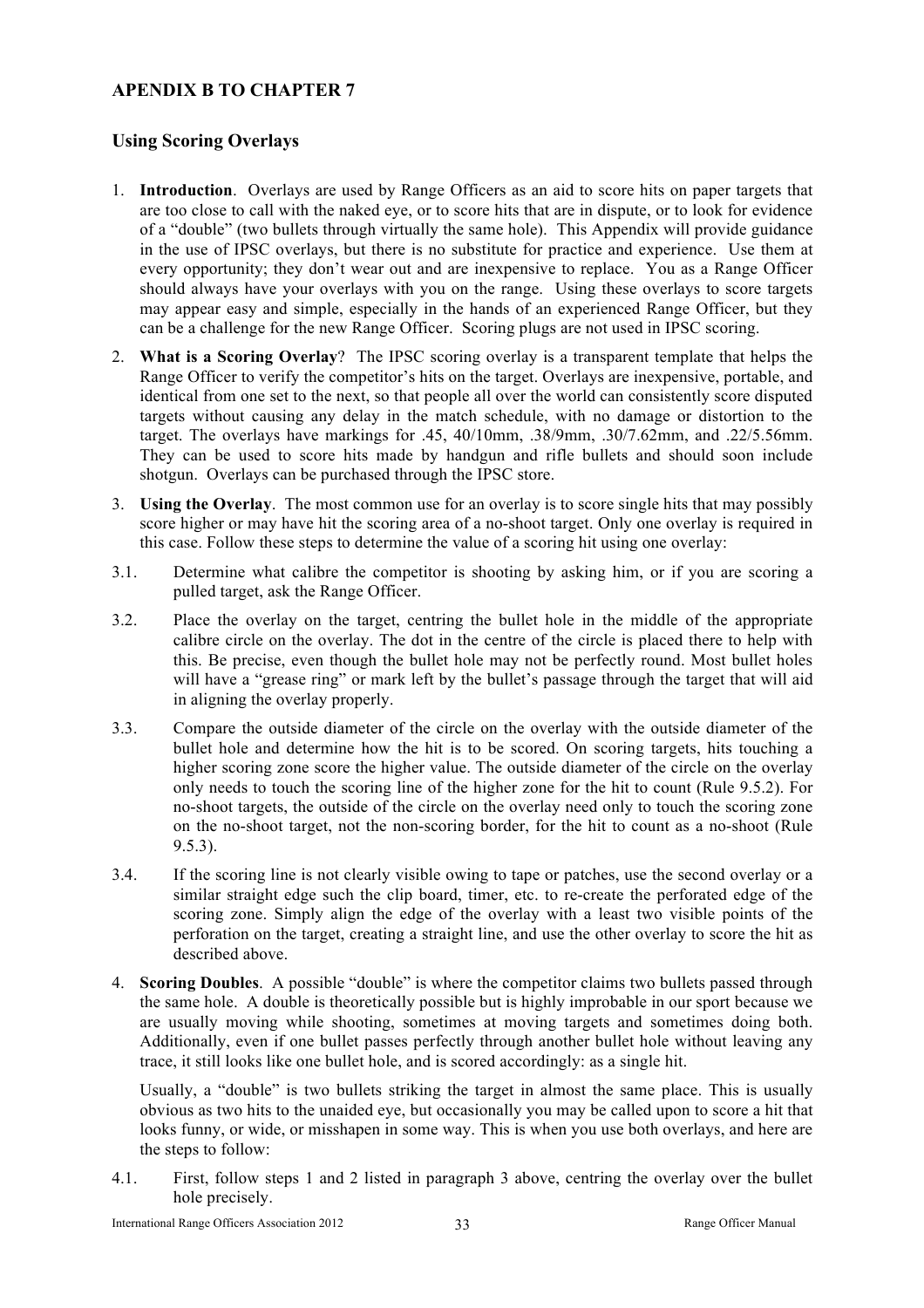## APENDIX B TO CHAPTER 7

### Using Scoring Overlays

1. **Introduction**. Overlays are used by Range Officers as an aid to score hits on paper targets that are too close to call with the naked eye, or to score hits that are in dispute, or to look for evidence of a "double" (two bullets through virtually the same hole). This Appendix will provide guidance in the use of IPSC overlays, but there is no substitute for practice and experience. Use them at every opportunity; they don't wear out and are inexpensive to replace. You as a Range Officer should always have your overlays with you on the range. Using these overlays to score targets may appear easy and simple, especially in the hands of an experienced Range Officer, but they can be a challenge for the new Range Officer. Scoring plugs are not used in IPSC scoring.

2. **What is a Scoring Overlay**? The IPSC scoring overlay is a transparent template that helps the Range Officer to verify the competitor's hits on the target. Overlays are inexpensive, portable, and identical from one set to the next, so that people all over the world can consistently score disputed targets without causing any delay in the match schedule, with no damage or distortion to the target. The overlays have markings for .45, 40/10mm, .38/9mm, .30/7.62mm, and .22/5.56mm. They can be used to score hits made by handgun and rifle bullets and should soon include shotgun. Overlays can be purchased through the IPSC store.

3. **Using the Overlay**. The most common use for an overlay is to score single hits that may possibly score higher or may have hit the scoring area of a no-shoot target. Only one overlay is required in this case. Follow these steps to determine the value of a scoring hit using one overlay:

3.1. Determine what calibre the competitor is shooting by asking him, or if you are scoring a pulled target, ask the Range Officer.

3.2. Place the overlay on the target, centring the bullet hole in the middle of the appropriate calibre circle on the overlay. The dot in the centre of the circle is placed there to help with this. Be precise, even though the bullet hole may not be perfectly round. Most bullet holes will have a "grease ring" or mark left by the bullet's passage through the target that will aid in aligning the overlay properly.

3.3. Compare the outside diameter of the circle on the overlay with the outside diameter of the bullet hole and determine how the hit is to be scored. On scoring targets, hits touching a higher scoring zone score the higher value. The outside diameter of the circle on the overlay only needs to touch the scoring line of the higher zone for the hit to count (Rule 9.5.2). For no-shoot targets, the outside of the circle on the overlay need only to touch the scoring zone on the no-shoot target, not the non-scoring border, for the hit to count as a no-shoot (Rule 9.5.3).

3.4. If the scoring line is not clearly visible owing to tape or patches, use the second overlay or a similar straight edge such the clip board, timer, etc. to re-create the perforated edge of the scoring zone. Simply align the edge of the overlay with a least two visible points of the perforation on the target, creating a straight line, and use the other overlay to score the hit as described above.

4. **Scoring Doubles**. A possible "double" is where the competitor claims two bullets passed through the same hole. A double is theoretically possible but is highly improbable in our sport because we are usually moving while shooting, sometimes at moving targets and sometimes doing both. Additionally, even if one bullet passes perfectly through another bullet hole without leaving any trace, it still looks like one bullet hole, and is scored accordingly: as a single hit.

   Usually, a "double" is two bullets striking the target in almost the same place. This is usually obvious as two hits to the unaided eye, but occasionally you may be called upon to score a hit that looks funny, or wide, or misshapen in some way. This is when you use both overlays, and here are the steps to follow:

4.1. First, follow steps 1 and 2 listed in paragraph 3 above, centring the overlay over the bullet hole precisely.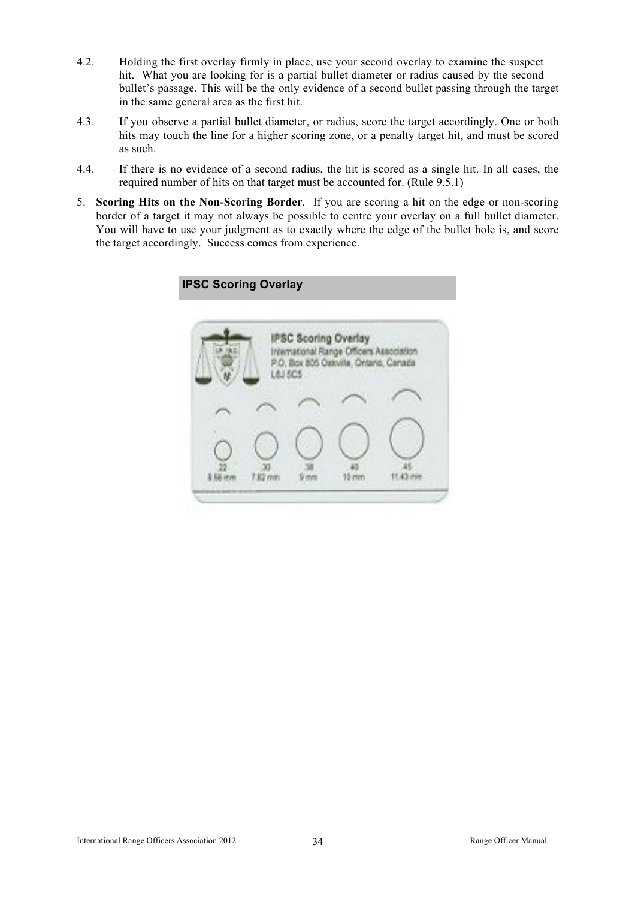4.2. Holding the first overlay firmly in place, use your second overlay to examine the suspect hit. What you are looking for is a partial bullet diameter or radius caused by the second bullet's passage. This will be the only evidence of a second bullet passing through the target in the same general area as the first hit.

4.3. If you observe a partial bullet diameter, or radius, score the target accordingly. One or both hits may touch the line for a higher scoring zone, or a penalty target hit, and must be scored as such.

4.4. If there is no evidence of a second radius, the hit is scored as a single hit. In all cases, the required number of hits on that target must be accounted for. (Rule 9.5.1)

5. **Scoring Hits on the Non-Scoring Border**. If you are scoring a hit on the edge or non-scoring border of a target it may not always be possible to centre your overlay on a full bullet diameter. You will have to use your judgment as to exactly where the edge of the bullet hole is, and score the target accordingly. Success comes from experience.

**IPSC Scoring Overlay**

IPSC Scoring Overlay
International Range Officers Association
P.O. Box 805 Oakville, Ontario, Canada
L6J 5C5

22
5.56 mm

30
7.62 mm

38
9 mm

40
10 mm

45
11.43 mm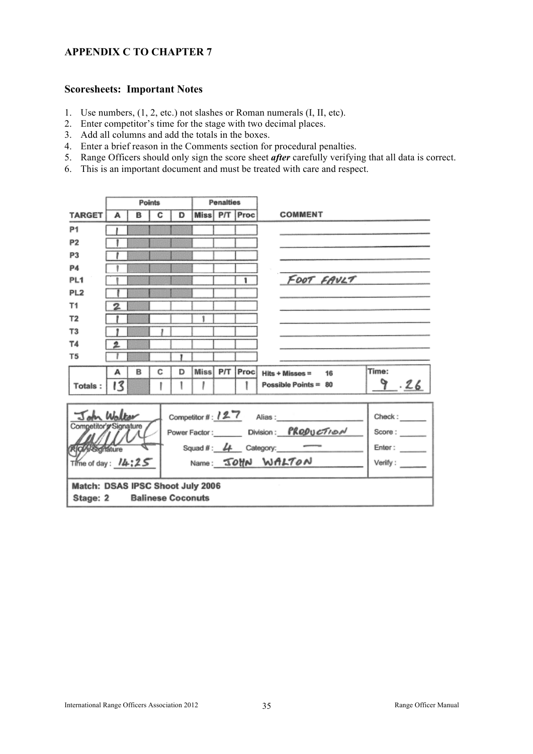## APPENDIX C TO CHAPTER 7

### Scoresheets: Important Notes

1. Use numbers, (1, 2, etc.) not slashes or Roman numerals (I, II, etc).
2. Enter competitor's time for the stage with two decimal places.
3. Add all columns and add the totals in the boxes.
4. Enter a brief reason in the Comments section for procedural penalties.
5. Range Officers should only sign the score sheet ***after*** carefully verifying that all data is correct.
6. This is an important document and must be treated with care and respect.

| | Points | | | | Penalties | | | |
|---|---|---|---|---|---|---|---|---|
| TARGET | A | B | C | D | Miss | P/T | Proc | COMMENT |
| P1 | 1 | | | | | | | |
| P2 | 1 | | | | | | | |
| P3 | 1 | | | | | | | |
| P4 | 1 | | | | | | | |
| PL1 | 1 | | | | | | 1 | FOOT FAULT |
| PL2 | 1 | | | | | | | |
| T1 | 2 | | | | | | | |
| T2 | 1 | | | | 1 | | | |
| T3 | 1 | | 1 | | | | | |
| T4 | 2 | | | | | | | |
| T5 | 1 | | | 1 | | | | |
| Totals : | 13 | | 1 | 1 | 1 | | 1 | Hits + Misses = 16; Possible Points = 80; Time: 9.26 |

John Walker
Competitor's Signature

RO's Signature

Time of day : 14:25

Competitor # : 127 Alias : ______
Power Factor : ______ Division : PRODUCTION
Squad # : 4 Category: —
Name : JOHN WALTON

Check : ______
Score : ______
Enter : ______
Verify : ______

**Match: DSAS IPSC Shoot July 2006**
**Stage: 2 Balinese Coconuts**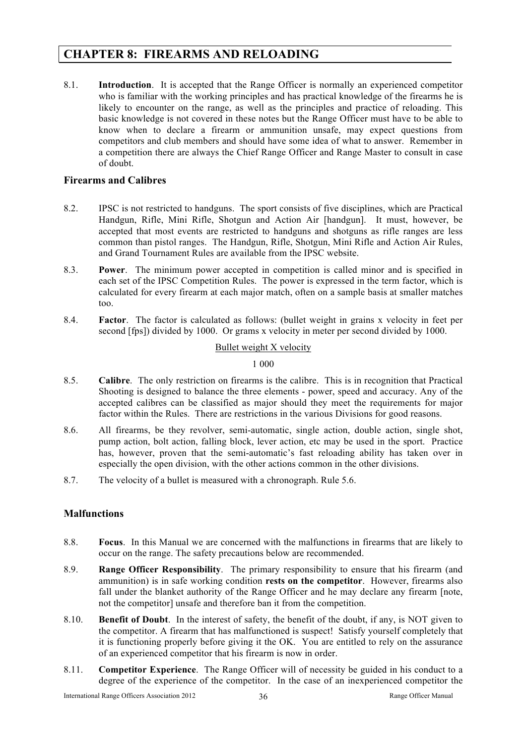# CHAPTER 8: FIREARMS AND RELOADING

8.1. **Introduction**. It is accepted that the Range Officer is normally an experienced competitor who is familiar with the working principles and has practical knowledge of the firearms he is likely to encounter on the range, as well as the principles and practice of reloading. This basic knowledge is not covered in these notes but the Range Officer must have to be able to know when to declare a firearm or ammunition unsafe, may expect questions from competitors and club members and should have some idea of what to answer. Remember in a competition there are always the Chief Range Officer and Range Master to consult in case of doubt.

## Firearms and Calibres

8.2. IPSC is not restricted to handguns. The sport consists of five disciplines, which are Practical Handgun, Rifle, Mini Rifle, Shotgun and Action Air [handgun]. It must, however, be accepted that most events are restricted to handguns and shotguns as rifle ranges are less common than pistol ranges. The Handgun, Rifle, Shotgun, Mini Rifle and Action Air Rules, and Grand Tournament Rules are available from the IPSC website.

8.3. **Power**. The minimum power accepted in competition is called minor and is specified in each set of the IPSC Competition Rules. The power is expressed in the term factor, which is calculated for every firearm at each major match, often on a sample basis at smaller matches too.

8.4. **Factor**. The factor is calculated as follows: (bullet weight in grains x velocity in feet per second [fps]) divided by 1000. Or grams x velocity in meter per second divided by 1000.

$$\frac{\text{Bullet weight X velocity}}{1\ 000}$$

8.5. **Calibre**. The only restriction on firearms is the calibre. This is in recognition that Practical Shooting is designed to balance the three elements - power, speed and accuracy. Any of the accepted calibres can be classified as major should they meet the requirements for major factor within the Rules. There are restrictions in the various Divisions for good reasons.

8.6. All firearms, be they revolver, semi-automatic, single action, double action, single shot, pump action, bolt action, falling block, lever action, etc may be used in the sport. Practice has, however, proven that the semi-automatic's fast reloading ability has taken over in especially the open division, with the other actions common in the other divisions.

8.7. The velocity of a bullet is measured with a chronograph. Rule 5.6.

## Malfunctions

8.8. **Focus**. In this Manual we are concerned with the malfunctions in firearms that are likely to occur on the range. The safety precautions below are recommended.

8.9. **Range Officer Responsibility**. The primary responsibility to ensure that his firearm (and ammunition) is in safe working condition **rests on the competitor**. However, firearms also fall under the blanket authority of the Range Officer and he may declare any firearm [note, not the competitor] unsafe and therefore ban it from the competition.

8.10. **Benefit of Doubt**. In the interest of safety, the benefit of the doubt, if any, is NOT given to the competitor. A firearm that has malfunctioned is suspect! Satisfy yourself completely that it is functioning properly before giving it the OK. You are entitled to rely on the assurance of an experienced competitor that his firearm is now in order.

8.11. **Competitor Experience**. The Range Officer will of necessity be guided in his conduct to a degree of the experience of the competitor. In the case of an inexperienced competitor the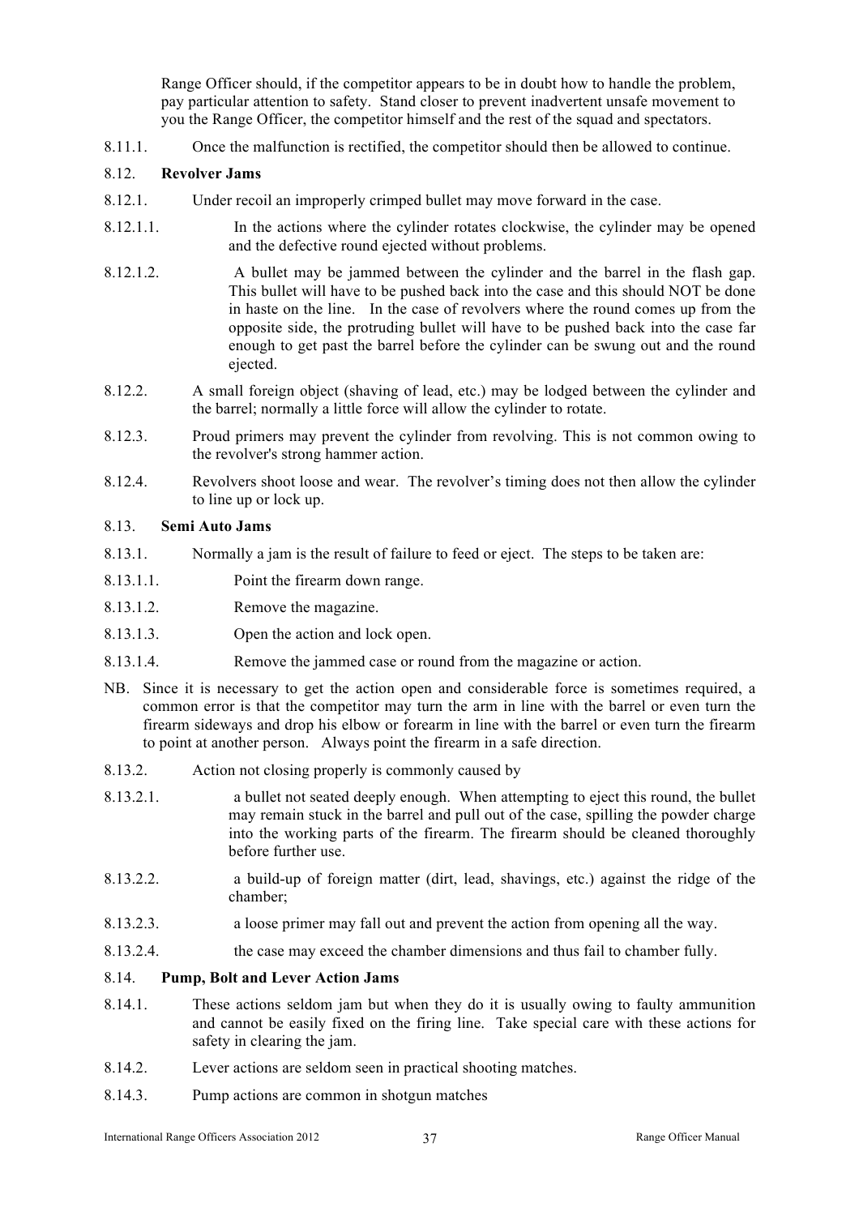Range Officer should, if the competitor appears to be in doubt how to handle the problem, pay particular attention to safety. Stand closer to prevent inadvertent unsafe movement to you the Range Officer, the competitor himself and the rest of the squad and spectators.

8.11.1. Once the malfunction is rectified, the competitor should then be allowed to continue.

### 8.12. **Revolver Jams**

8.12.1. Under recoil an improperly crimped bullet may move forward in the case.

8.12.1.1. In the actions where the cylinder rotates clockwise, the cylinder may be opened and the defective round ejected without problems.

8.12.1.2. A bullet may be jammed between the cylinder and the barrel in the flash gap. This bullet will have to be pushed back into the case and this should NOT be done in haste on the line. In the case of revolvers where the round comes up from the opposite side, the protruding bullet will have to be pushed back into the case far enough to get past the barrel before the cylinder can be swung out and the round ejected.

8.12.2. A small foreign object (shaving of lead, etc.) may be lodged between the cylinder and the barrel; normally a little force will allow the cylinder to rotate.

8.12.3. Proud primers may prevent the cylinder from revolving. This is not common owing to the revolver's strong hammer action.

8.12.4. Revolvers shoot loose and wear. The revolver's timing does not then allow the cylinder to line up or lock up.

### 8.13. **Semi Auto Jams**

8.13.1. Normally a jam is the result of failure to feed or eject. The steps to be taken are:

8.13.1.1. Point the firearm down range.

8.13.1.2. Remove the magazine.

8.13.1.3. Open the action and lock open.

8.13.1.4. Remove the jammed case or round from the magazine or action.

NB. Since it is necessary to get the action open and considerable force is sometimes required, a common error is that the competitor may turn the arm in line with the barrel or even turn the firearm sideways and drop his elbow or forearm in line with the barrel or even turn the firearm to point at another person. Always point the firearm in a safe direction.

8.13.2. Action not closing properly is commonly caused by

8.13.2.1. a bullet not seated deeply enough. When attempting to eject this round, the bullet may remain stuck in the barrel and pull out of the case, spilling the powder charge into the working parts of the firearm. The firearm should be cleaned thoroughly before further use.

8.13.2.2. a build-up of foreign matter (dirt, lead, shavings, etc.) against the ridge of the chamber;

8.13.2.3. a loose primer may fall out and prevent the action from opening all the way.

8.13.2.4. the case may exceed the chamber dimensions and thus fail to chamber fully.

### 8.14. **Pump, Bolt and Lever Action Jams**

8.14.1. These actions seldom jam but when they do it is usually owing to faulty ammunition and cannot be easily fixed on the firing line. Take special care with these actions for safety in clearing the jam.

8.14.2. Lever actions are seldom seen in practical shooting matches.

8.14.3. Pump actions are common in shotgun matches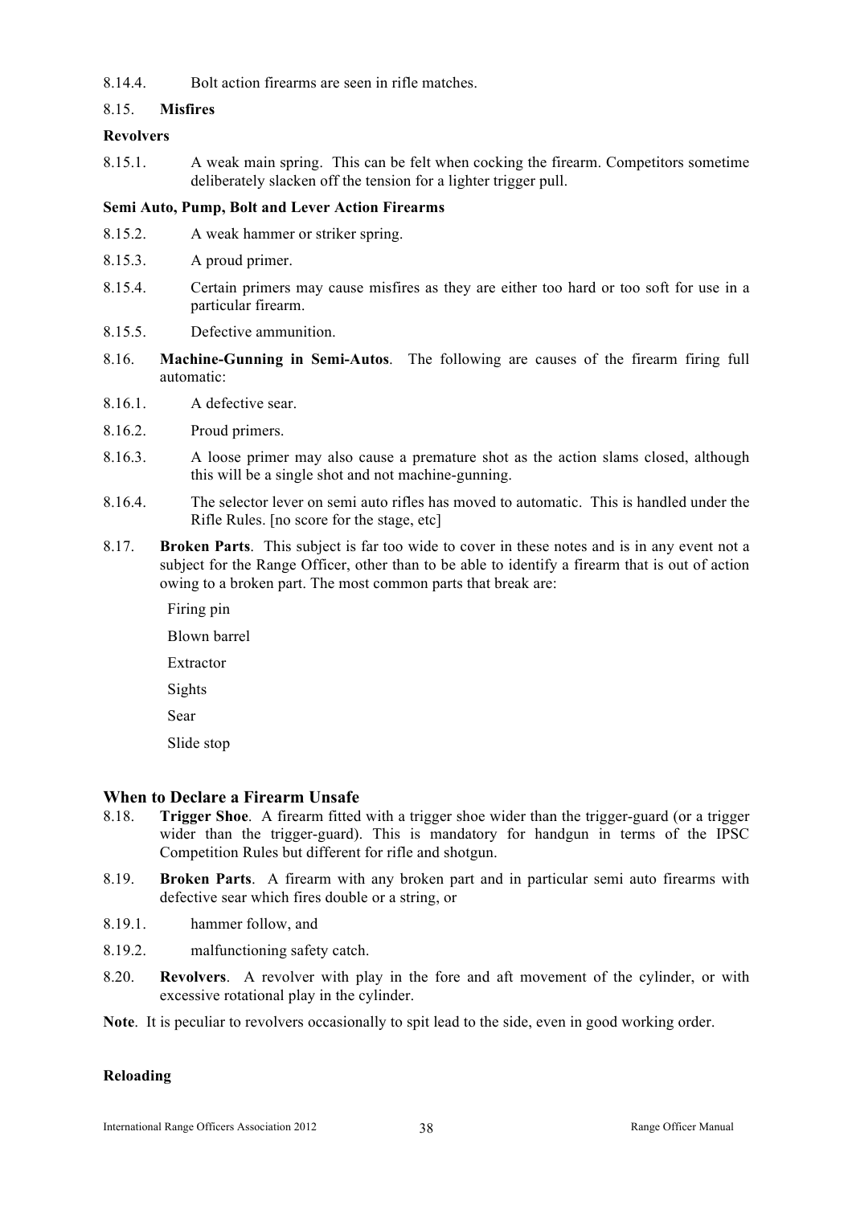8.14.4. Bolt action firearms are seen in rifle matches.

8.15. **Misfires**

**Revolvers**

8.15.1. A weak main spring. This can be felt when cocking the firearm. Competitors sometime deliberately slacken off the tension for a lighter trigger pull.

**Semi Auto, Pump, Bolt and Lever Action Firearms**

8.15.2. A weak hammer or striker spring.

8.15.3. A proud primer.

8.15.4. Certain primers may cause misfires as they are either too hard or too soft for use in a particular firearm.

8.15.5. Defective ammunition.

8.16. **Machine-Gunning in Semi-Autos**. The following are causes of the firearm firing full automatic:

8.16.1. A defective sear.

8.16.2. Proud primers.

8.16.3. A loose primer may also cause a premature shot as the action slams closed, although this will be a single shot and not machine-gunning.

8.16.4. The selector lever on semi auto rifles has moved to automatic. This is handled under the Rifle Rules. [no score for the stage, etc]

8.17. **Broken Parts**. This subject is far too wide to cover in these notes and is in any event not a subject for the Range Officer, other than to be able to identify a firearm that is out of action owing to a broken part. The most common parts that break are:

Firing pin

Blown barrel

Extractor

Sights

Sear

Slide stop

## When to Declare a Firearm Unsafe

8.18. **Trigger Shoe**. A firearm fitted with a trigger shoe wider than the trigger-guard (or a trigger wider than the trigger-guard). This is mandatory for handgun in terms of the IPSC Competition Rules but different for rifle and shotgun.

8.19. **Broken Parts**. A firearm with any broken part and in particular semi auto firearms with defective sear which fires double or a string, or

8.19.1. hammer follow, and

8.19.2. malfunctioning safety catch.

8.20. **Revolvers**. A revolver with play in the fore and aft movement of the cylinder, or with excessive rotational play in the cylinder.

**Note**. It is peculiar to revolvers occasionally to spit lead to the side, even in good working order.

**Reloading**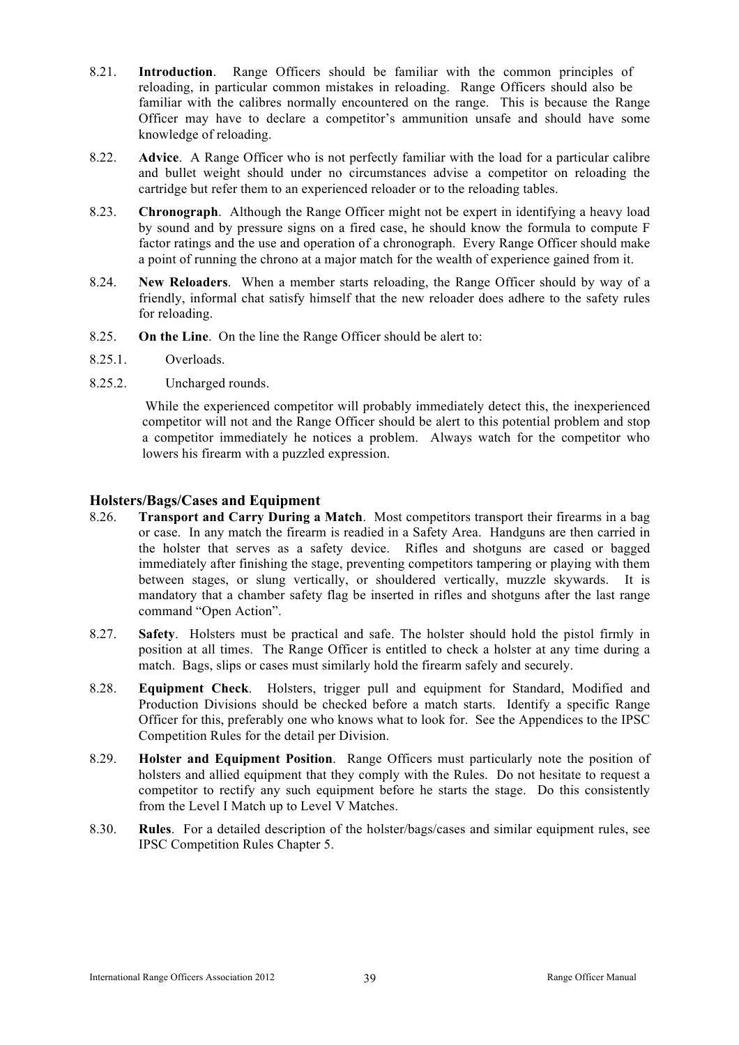8.21. **Introduction**. Range Officers should be familiar with the common principles of reloading, in particular common mistakes in reloading. Range Officers should also be familiar with the calibres normally encountered on the range. This is because the Range Officer may have to declare a competitor's ammunition unsafe and should have some knowledge of reloading.

8.22. **Advice**. A Range Officer who is not perfectly familiar with the load for a particular calibre and bullet weight should under no circumstances advise a competitor on reloading the cartridge but refer them to an experienced reloader or to the reloading tables.

8.23. **Chronograph**. Although the Range Officer might not be expert in identifying a heavy load by sound and by pressure signs on a fired case, he should know the formula to compute F factor ratings and the use and operation of a chronograph. Every Range Officer should make a point of running the chrono at a major match for the wealth of experience gained from it.

8.24. **New Reloaders**. When a member starts reloading, the Range Officer should by way of a friendly, informal chat satisfy himself that the new reloader does adhere to the safety rules for reloading.

8.25. **On the Line**. On the line the Range Officer should be alert to:

8.25.1. Overloads.

8.25.2. Uncharged rounds.

While the experienced competitor will probably immediately detect this, the inexperienced competitor will not and the Range Officer should be alert to this potential problem and stop a competitor immediately he notices a problem. Always watch for the competitor who lowers his firearm with a puzzled expression.

## Holsters/Bags/Cases and Equipment

8.26. **Transport and Carry During a Match**. Most competitors transport their firearms in a bag or case. In any match the firearm is readied in a Safety Area. Handguns are then carried in the holster that serves as a safety device. Rifles and shotguns are cased or bagged immediately after finishing the stage, preventing competitors tampering or playing with them between stages, or slung vertically, or shouldered vertically, muzzle skywards. It is mandatory that a chamber safety flag be inserted in rifles and shotguns after the last range command "Open Action".

8.27. **Safety**. Holsters must be practical and safe. The holster should hold the pistol firmly in position at all times. The Range Officer is entitled to check a holster at any time during a match. Bags, slips or cases must similarly hold the firearm safely and securely.

8.28. **Equipment Check**. Holsters, trigger pull and equipment for Standard, Modified and Production Divisions should be checked before a match starts. Identify a specific Range Officer for this, preferably one who knows what to look for. See the Appendices to the IPSC Competition Rules for the detail per Division.

8.29. **Holster and Equipment Position**. Range Officers must particularly note the position of holsters and allied equipment that they comply with the Rules. Do not hesitate to request a competitor to rectify any such equipment before he starts the stage. Do this consistently from the Level I Match up to Level V Matches.

8.30. **Rules**. For a detailed description of the holster/bags/cases and similar equipment rules, see IPSC Competition Rules Chapter 5.